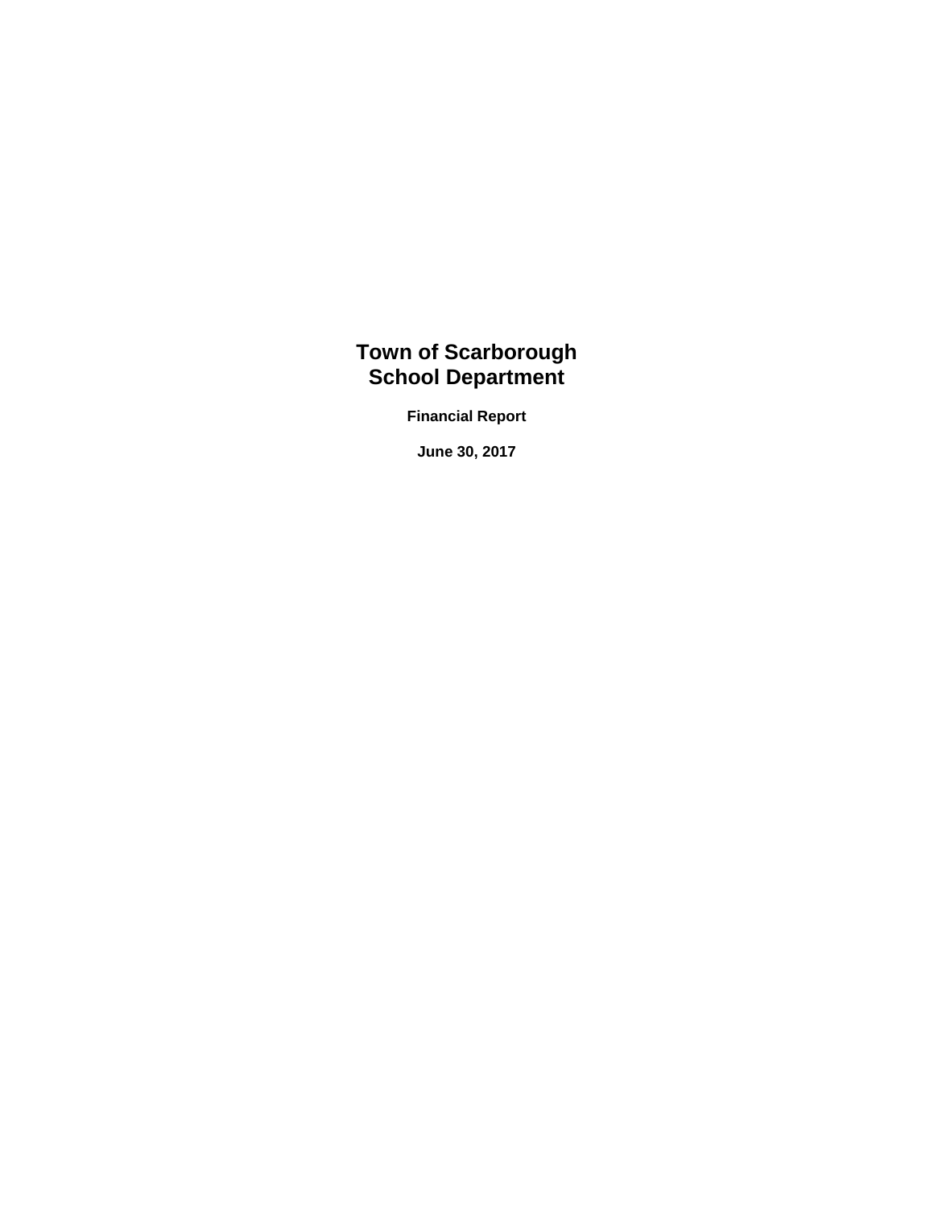# Town of Scarborough
# School Department

**Financial Report**

**June 30, 2017**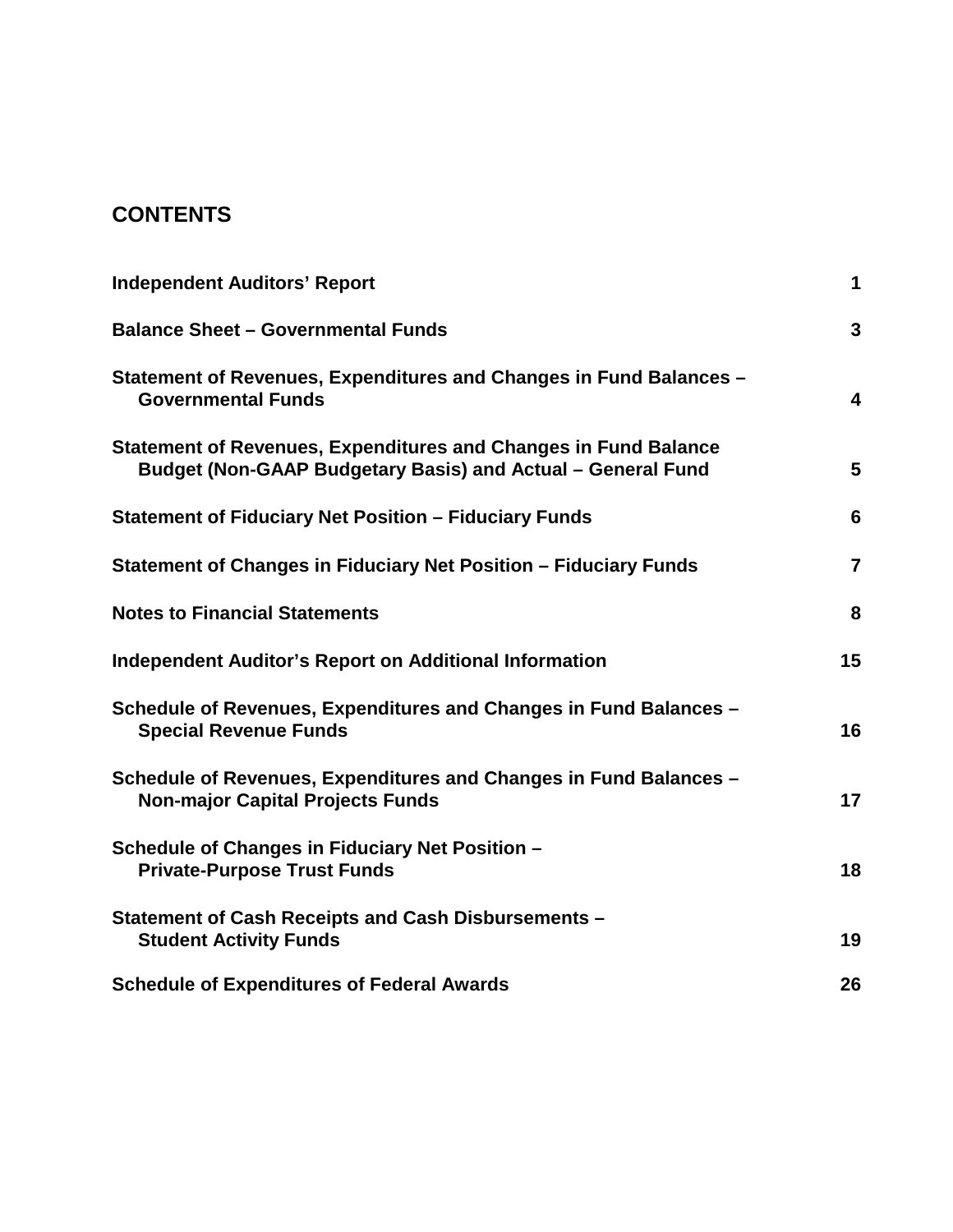# CONTENTS

| | |
|---|---|
| **Independent Auditors' Report** | **1** |
| **Balance Sheet – Governmental Funds** | **3** |
| **Statement of Revenues, Expenditures and Changes in Fund Balances – Governmental Funds** | **4** |
| **Statement of Revenues, Expenditures and Changes in Fund Balance Budget (Non-GAAP Budgetary Basis) and Actual – General Fund** | **5** |
| **Statement of Fiduciary Net Position – Fiduciary Funds** | **6** |
| **Statement of Changes in Fiduciary Net Position – Fiduciary Funds** | **7** |
| **Notes to Financial Statements** | **8** |
| **Independent Auditor's Report on Additional Information** | **15** |
| **Schedule of Revenues, Expenditures and Changes in Fund Balances – Special Revenue Funds** | **16** |
| **Schedule of Revenues, Expenditures and Changes in Fund Balances – Non-major Capital Projects Funds** | **17** |
| **Schedule of Changes in Fiduciary Net Position – Private-Purpose Trust Funds** | **18** |
| **Statement of Cash Receipts and Cash Disbursements – Student Activity Funds** | **19** |
| **Schedule of Expenditures of Federal Awards** | **26** |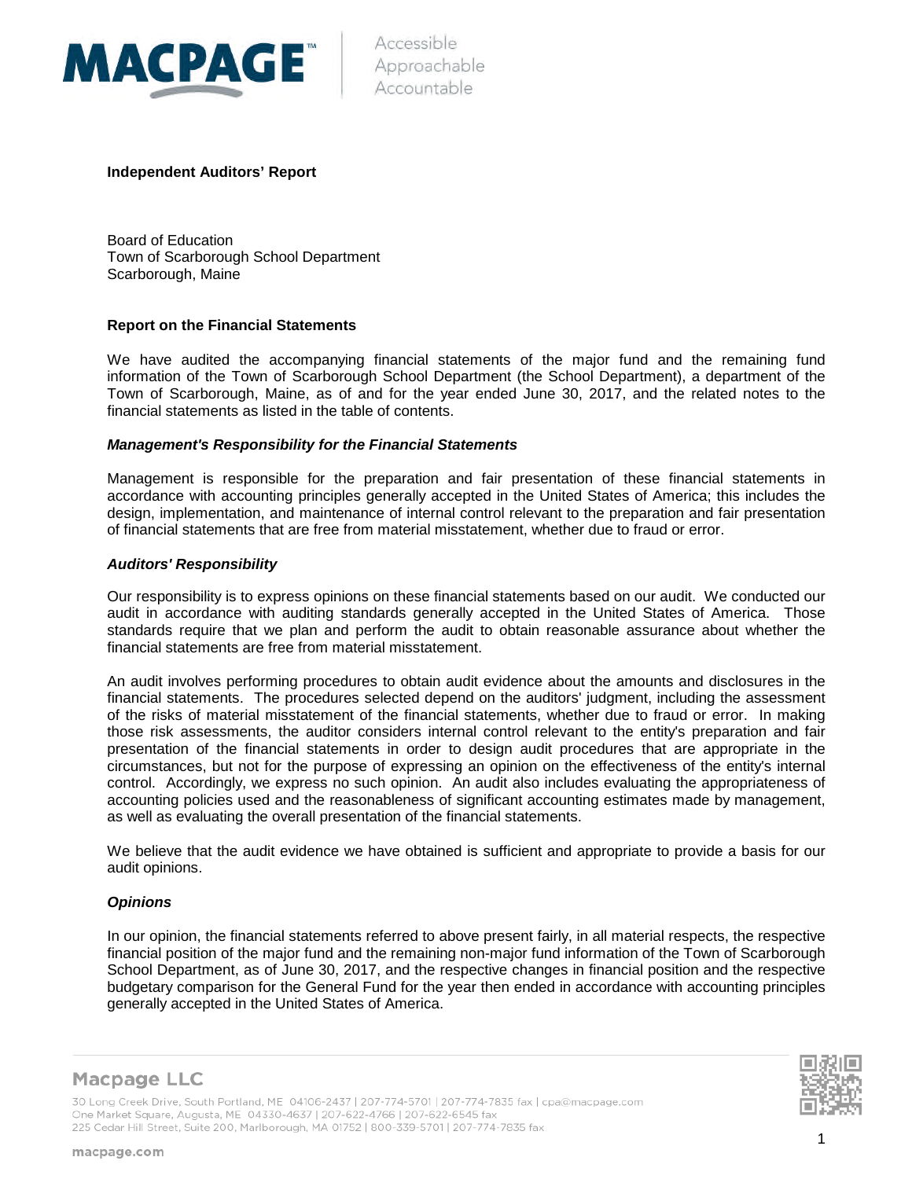MACPAGE

Accessible
Approachable
Accountable

**Independent Auditors' Report**

Board of Education
Town of Scarborough School Department
Scarborough, Maine

**Report on the Financial Statements**

We have audited the accompanying financial statements of the major fund and the remaining fund information of the Town of Scarborough School Department (the School Department), a department of the Town of Scarborough, Maine, as of and for the year ended June 30, 2017, and the related notes to the financial statements as listed in the table of contents.

***Management's Responsibility for the Financial Statements***

Management is responsible for the preparation and fair presentation of these financial statements in accordance with accounting principles generally accepted in the United States of America; this includes the design, implementation, and maintenance of internal control relevant to the preparation and fair presentation of financial statements that are free from material misstatement, whether due to fraud or error.

***Auditors' Responsibility***

Our responsibility is to express opinions on these financial statements based on our audit. We conducted our audit in accordance with auditing standards generally accepted in the United States of America. Those standards require that we plan and perform the audit to obtain reasonable assurance about whether the financial statements are free from material misstatement.

An audit involves performing procedures to obtain audit evidence about the amounts and disclosures in the financial statements. The procedures selected depend on the auditors' judgment, including the assessment of the risks of material misstatement of the financial statements, whether due to fraud or error. In making those risk assessments, the auditor considers internal control relevant to the entity's preparation and fair presentation of the financial statements in order to design audit procedures that are appropriate in the circumstances, but not for the purpose of expressing an opinion on the effectiveness of the entity's internal control. Accordingly, we express no such opinion. An audit also includes evaluating the appropriateness of accounting policies used and the reasonableness of significant accounting estimates made by management, as well as evaluating the overall presentation of the financial statements.

We believe that the audit evidence we have obtained is sufficient and appropriate to provide a basis for our audit opinions.

***Opinions***

In our opinion, the financial statements referred to above present fairly, in all material respects, the respective financial position of the major fund and the remaining non-major fund information of the Town of Scarborough School Department, as of June 30, 2017, and the respective changes in financial position and the respective budgetary comparison for the General Fund for the year then ended in accordance with accounting principles generally accepted in the United States of America.

Macpage LLC

30 Long Creek Drive, South Portland, ME 04106-2437 | 207-774-5701 | 207-774-7835 fax | cpa@macpage.com
One Market Square, Augusta, ME 04330-4637 | 207-622-4766 | 207-622-6545 fax
225 Cedar Hill Street, Suite 200, Marlborough, MA 01752 | 800-339-5701 | 207-774-7835 fax

macpage.com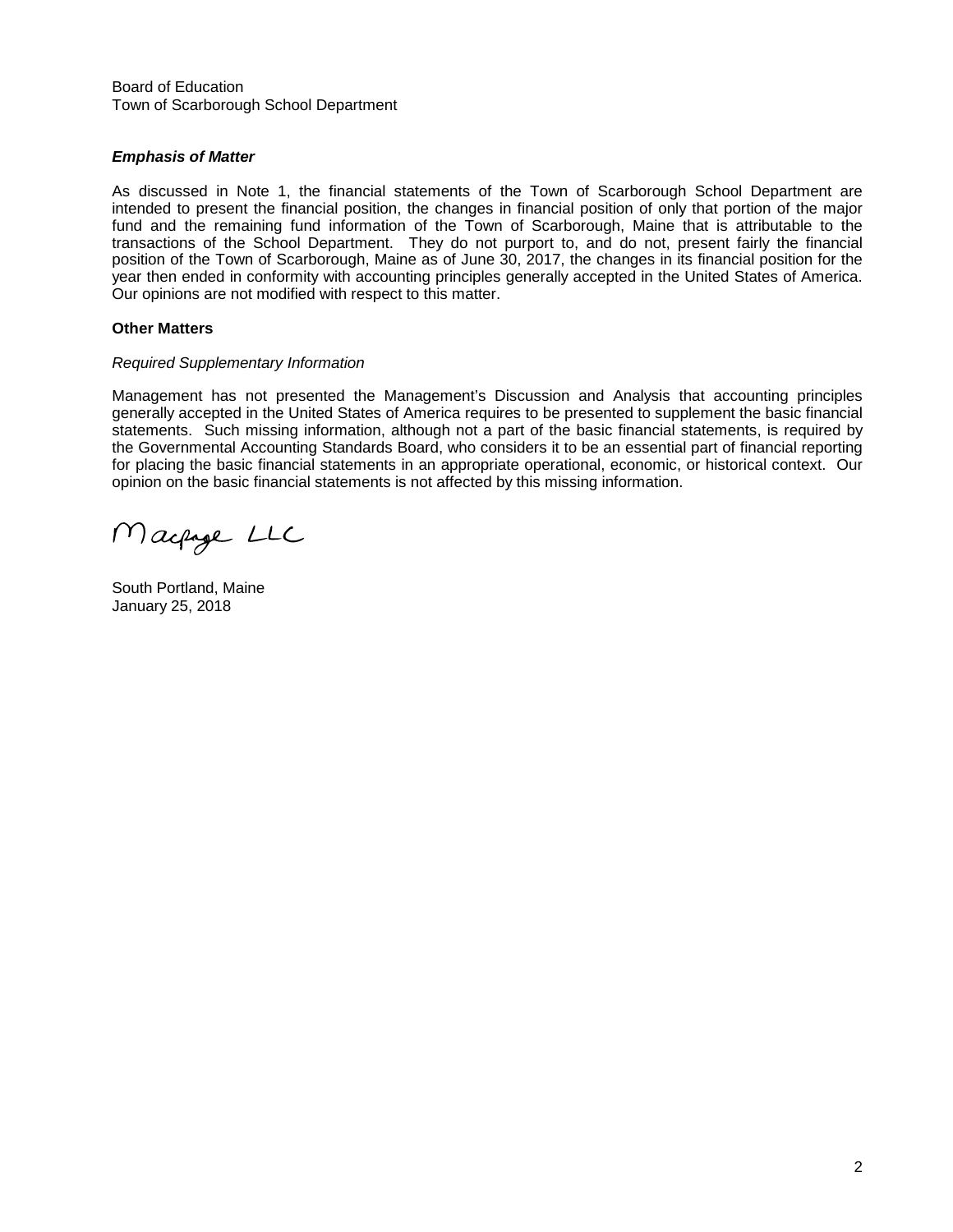Board of Education
Town of Scarborough School Department

***Emphasis of Matter***

As discussed in Note 1, the financial statements of the Town of Scarborough School Department are intended to present the financial position, the changes in financial position of only that portion of the major fund and the remaining fund information of the Town of Scarborough, Maine that is attributable to the transactions of the School Department. They do not purport to, and do not, present fairly the financial position of the Town of Scarborough, Maine as of June 30, 2017, the changes in its financial position for the year then ended in conformity with accounting principles generally accepted in the United States of America. Our opinions are not modified with respect to this matter.

**Other Matters**

*Required Supplementary Information*

Management has not presented the Management's Discussion and Analysis that accounting principles generally accepted in the United States of America requires to be presented to supplement the basic financial statements. Such missing information, although not a part of the basic financial statements, is required by the Governmental Accounting Standards Board, who considers it to be an essential part of financial reporting for placing the basic financial statements in an appropriate operational, economic, or historical context. Our opinion on the basic financial statements is not affected by this missing information.

Macpage LLC

South Portland, Maine
January 25, 2018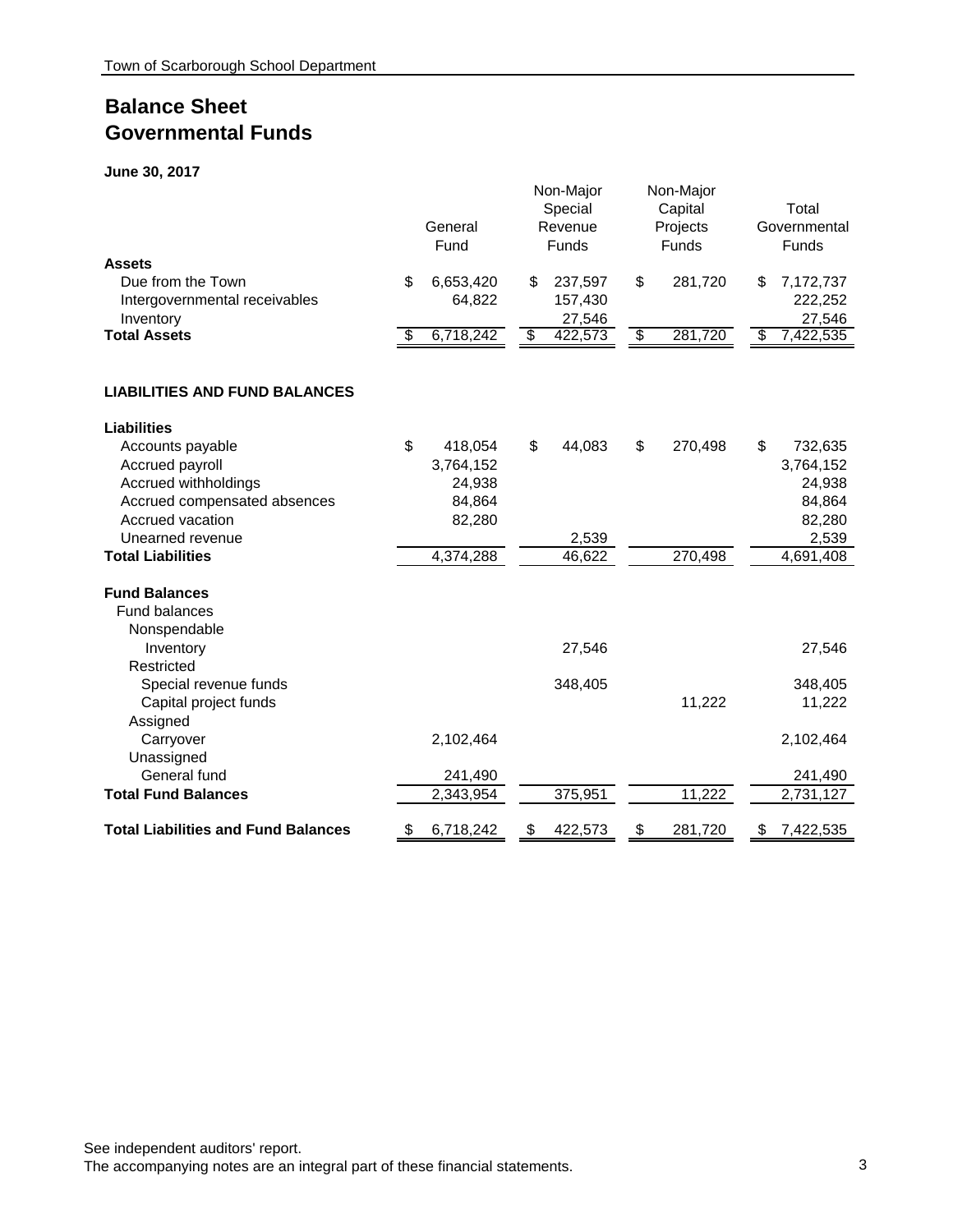Town of Scarborough School Department

# Balance Sheet
# Governmental Funds

**June 30, 2017**

| | General Fund | Non-Major Special Revenue Funds | Non-Major Capital Projects Funds | Total Governmental Funds |
|---|---|---|---|---|
| **Assets** | | | | |
| Due from the Town | $ 6,653,420 | $ 237,597 | $ 281,720 | $ 7,172,737 |
| Intergovernmental receivables | 64,822 | 157,430 | | 222,252 |
| Inventory | | 27,546 | | 27,546 |
| **Total Assets** | $ 6,718,242 | $ 422,573 | $ 281,720 | $ 7,422,535 |
| | | | | |
| **LIABILITIES AND FUND BALANCES** | | | | |
| | | | | |
| **Liabilities** | | | | |
| Accounts payable | $ 418,054 | $ 44,083 | $ 270,498 | $ 732,635 |
| Accrued payroll | 3,764,152 | | | 3,764,152 |
| Accrued withholdings | 24,938 | | | 24,938 |
| Accrued compensated absences | 84,864 | | | 84,864 |
| Accrued vacation | 82,280 | | | 82,280 |
| Unearned revenue | | 2,539 | | 2,539 |
| **Total Liabilities** | 4,374,288 | 46,622 | 270,498 | 4,691,408 |
| | | | | |
| **Fund Balances** | | | | |
| Fund balances | | | | |
| Nonspendable | | | | |
| Inventory | | 27,546 | | 27,546 |
| Restricted | | | | |
| Special revenue funds | | 348,405 | | 348,405 |
| Capital project funds | | | 11,222 | 11,222 |
| Assigned | | | | |
| Carryover | 2,102,464 | | | 2,102,464 |
| Unassigned | | | | |
| General fund | 241,490 | | | 241,490 |
| **Total Fund Balances** | 2,343,954 | 375,951 | 11,222 | 2,731,127 |
| | | | | |
| **Total Liabilities and Fund Balances** | $ 6,718,242 | $ 422,573 | $ 281,720 | $ 7,422,535 |

See independent auditors' report.
The accompanying notes are an integral part of these financial statements.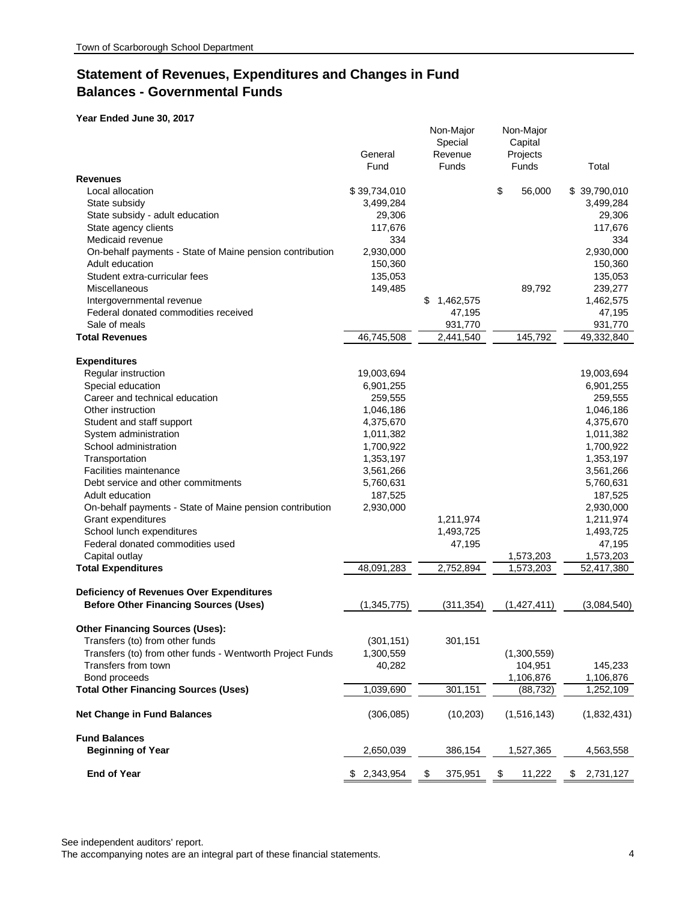Town of Scarborough School Department

# Statement of Revenues, Expenditures and Changes in Fund Balances - Governmental Funds

**Year Ended June 30, 2017**

| | General Fund | Non-Major Special Revenue Funds | Non-Major Capital Projects Funds | Total |
|---|---|---|---|---|
| **Revenues** | | | | |
| Local allocation | $ 39,734,010 | | $ 56,000 | $ 39,790,010 |
| State subsidy | 3,499,284 | | | 3,499,284 |
| State subsidy - adult education | 29,306 | | | 29,306 |
| State agency clients | 117,676 | | | 117,676 |
| Medicaid revenue | 334 | | | 334 |
| On-behalf payments - State of Maine pension contribution | 2,930,000 | | | 2,930,000 |
| Adult education | 150,360 | | | 150,360 |
| Student extra-curricular fees | 135,053 | | | 135,053 |
| Miscellaneous | 149,485 | | 89,792 | 239,277 |
| Intergovernmental revenue | | $ 1,462,575 | | 1,462,575 |
| Federal donated commodities received | | 47,195 | | 47,195 |
| Sale of meals | | 931,770 | | 931,770 |
| **Total Revenues** | 46,745,508 | 2,441,540 | 145,792 | 49,332,840 |
| **Expenditures** | | | | |
| Regular instruction | 19,003,694 | | | 19,003,694 |
| Special education | 6,901,255 | | | 6,901,255 |
| Career and technical education | 259,555 | | | 259,555 |
| Other instruction | 1,046,186 | | | 1,046,186 |
| Student and staff support | 4,375,670 | | | 4,375,670 |
| System administration | 1,011,382 | | | 1,011,382 |
| School administration | 1,700,922 | | | 1,700,922 |
| Transportation | 1,353,197 | | | 1,353,197 |
| Facilities maintenance | 3,561,266 | | | 3,561,266 |
| Debt service and other commitments | 5,760,631 | | | 5,760,631 |
| Adult education | 187,525 | | | 187,525 |
| On-behalf payments - State of Maine pension contribution | 2,930,000 | | | 2,930,000 |
| Grant expenditures | | 1,211,974 | | 1,211,974 |
| School lunch expenditures | | 1,493,725 | | 1,493,725 |
| Federal donated commodities used | | 47,195 | | 47,195 |
| Capital outlay | | | 1,573,203 | 1,573,203 |
| **Total Expenditures** | 48,091,283 | 2,752,894 | 1,573,203 | 52,417,380 |
| **Deficiency of Revenues Over Expenditures Before Other Financing Sources (Uses)** | (1,345,775) | (311,354) | (1,427,411) | (3,084,540) |
| **Other Financing Sources (Uses):** | | | | |
| Transfers (to) from other funds | (301,151) | 301,151 | | |
| Transfers (to) from other funds - Wentworth Project Funds | 1,300,559 | | (1,300,559) | |
| Transfers from town | 40,282 | | 104,951 | 145,233 |
| Bond proceeds | | | 1,106,876 | 1,106,876 |
| **Total Other Financing Sources (Uses)** | 1,039,690 | 301,151 | (88,732) | 1,252,109 |
| **Net Change in Fund Balances** | (306,085) | (10,203) | (1,516,143) | (1,832,431) |
| **Fund Balances** | | | | |
| **Beginning of Year** | 2,650,039 | 386,154 | 1,527,365 | 4,563,558 |
| **End of Year** | $ 2,343,954 | $ 375,951 | $ 11,222 | $ 2,731,127 |

See independent auditors' report.
The accompanying notes are an integral part of these financial statements.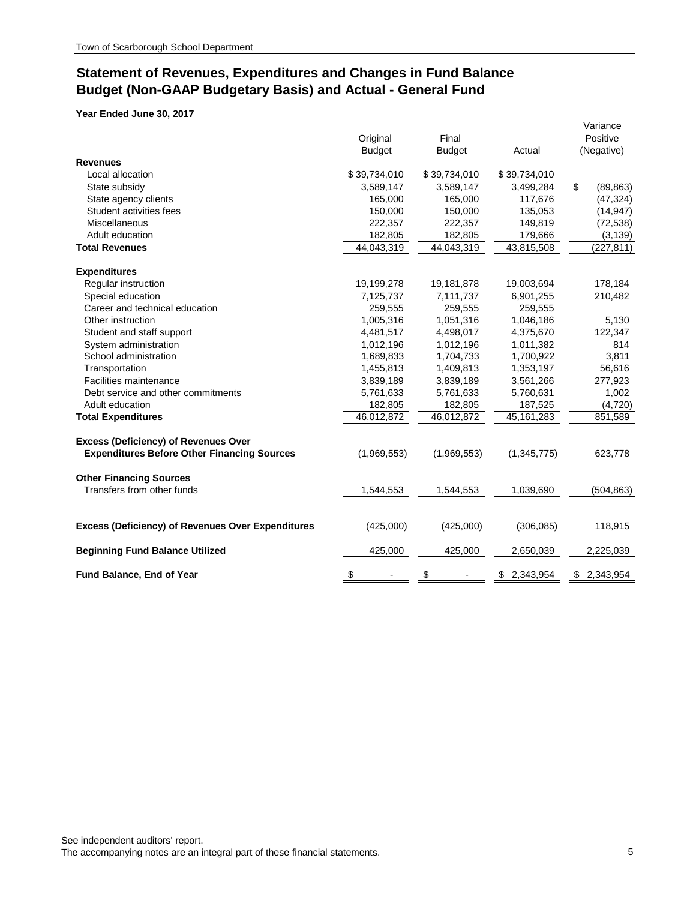Town of Scarborough School Department

# Statement of Revenues, Expenditures and Changes in Fund Balance
# Budget (Non-GAAP Budgetary Basis) and Actual - General Fund

**Year Ended June 30, 2017**

| | Original Budget | Final Budget | Actual | Variance Positive (Negative) |
|---|---|---|---|---|
| **Revenues** | | | | |
| Local allocation | $ 39,734,010 | $ 39,734,010 | $ 39,734,010 | |
| State subsidy | 3,589,147 | 3,589,147 | 3,499,284 | $ (89,863) |
| State agency clients | 165,000 | 165,000 | 117,676 | (47,324) |
| Student activities fees | 150,000 | 150,000 | 135,053 | (14,947) |
| Miscellaneous | 222,357 | 222,357 | 149,819 | (72,538) |
| Adult education | 182,805 | 182,805 | 179,666 | (3,139) |
| **Total Revenues** | 44,043,319 | 44,043,319 | 43,815,508 | (227,811) |
| **Expenditures** | | | | |
| Regular instruction | 19,199,278 | 19,181,878 | 19,003,694 | 178,184 |
| Special education | 7,125,737 | 7,111,737 | 6,901,255 | 210,482 |
| Career and technical education | 259,555 | 259,555 | 259,555 | |
| Other instruction | 1,005,316 | 1,051,316 | 1,046,186 | 5,130 |
| Student and staff support | 4,481,517 | 4,498,017 | 4,375,670 | 122,347 |
| System administration | 1,012,196 | 1,012,196 | 1,011,382 | 814 |
| School administration | 1,689,833 | 1,704,733 | 1,700,922 | 3,811 |
| Transportation | 1,455,813 | 1,409,813 | 1,353,197 | 56,616 |
| Facilities maintenance | 3,839,189 | 3,839,189 | 3,561,266 | 277,923 |
| Debt service and other commitments | 5,761,633 | 5,761,633 | 5,760,631 | 1,002 |
| Adult education | 182,805 | 182,805 | 187,525 | (4,720) |
| **Total Expenditures** | 46,012,872 | 46,012,872 | 45,161,283 | 851,589 |
| **Excess (Deficiency) of Revenues Over Expenditures Before Other Financing Sources** | (1,969,553) | (1,969,553) | (1,345,775) | 623,778 |
| **Other Financing Sources** | | | | |
| Transfers from other funds | 1,544,553 | 1,544,553 | 1,039,690 | (504,863) |
| **Excess (Deficiency) of Revenues Over Expenditures** | (425,000) | (425,000) | (306,085) | 118,915 |
| **Beginning Fund Balance Utilized** | 425,000 | 425,000 | 2,650,039 | 2,225,039 |
| **Fund Balance, End of Year** | $ - | $ - | $ 2,343,954 | $ 2,343,954 |

See independent auditors' report.
The accompanying notes are an integral part of these financial statements.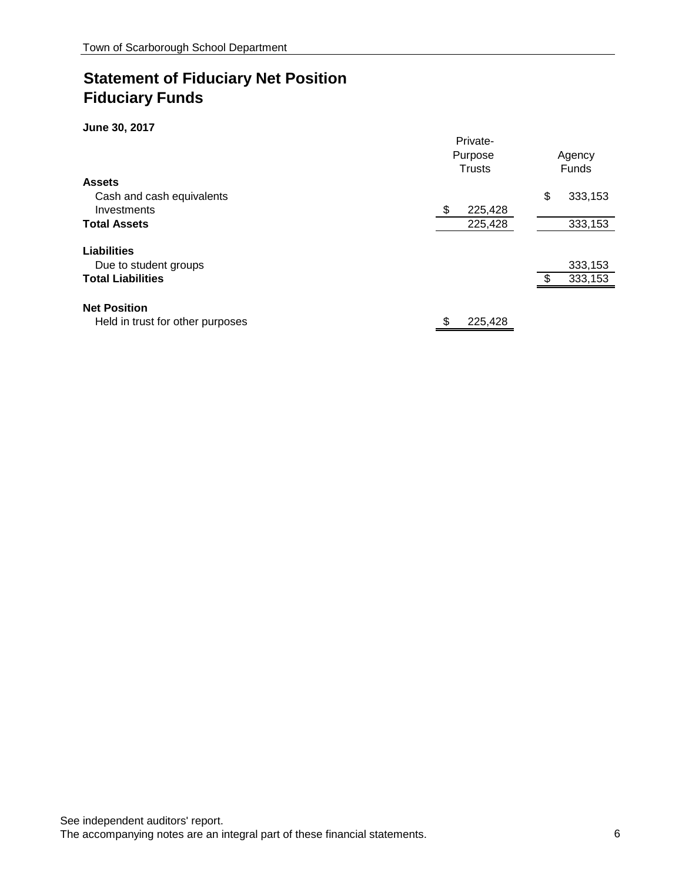# Statement of Fiduciary Net Position
# Fiduciary Funds

**June 30, 2017**

| | Private-Purpose Trusts | Agency Funds |
|---|---|---|
| **Assets** | | |
| Cash and cash equivalents | | $ 333,153 |
| Investments | $ 225,428 | |
| **Total Assets** | 225,428 | 333,153 |
| **Liabilities** | | |
| Due to student groups | | 333,153 |
| **Total Liabilities** | | $ 333,153 |
| **Net Position** | | |
| Held in trust for other purposes | $ 225,428 | |

See independent auditors' report.
The accompanying notes are an integral part of these financial statements.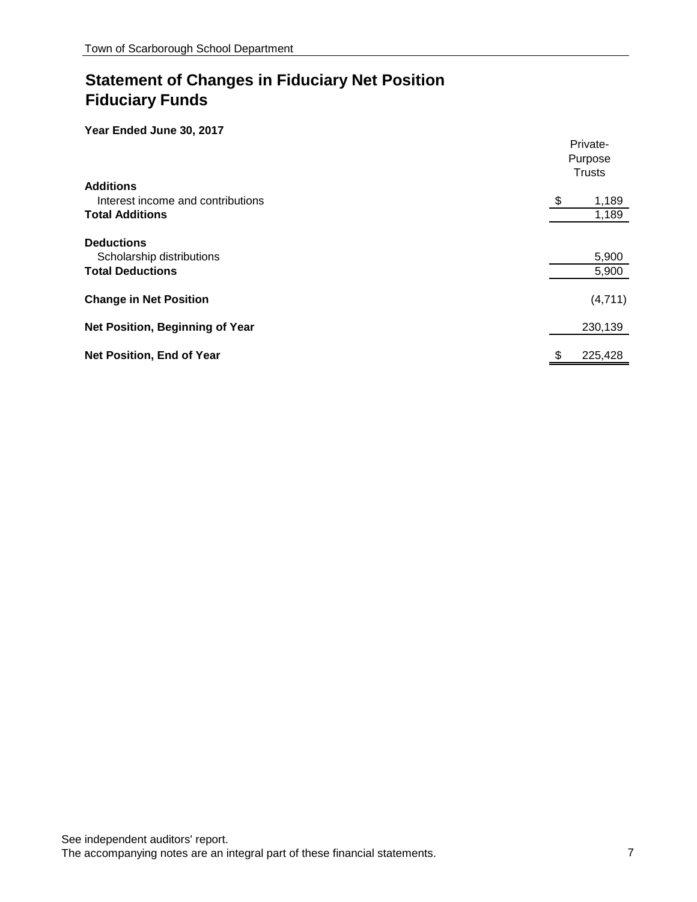## Statement of Changes in Fiduciary Net Position
## Fiduciary Funds

**Year Ended June 30, 2017**

| | Private-Purpose Trusts |
|---|---|
| **Additions** | |
| Interest income and contributions | $ 1,189 |
| **Total Additions** | 1,189 |
| **Deductions** | |
| Scholarship distributions | 5,900 |
| **Total Deductions** | 5,900 |
| **Change in Net Position** | (4,711) |
| **Net Position, Beginning of Year** | 230,139 |
| **Net Position, End of Year** | $ 225,428 |

See independent auditors' report.
The accompanying notes are an integral part of these financial statements.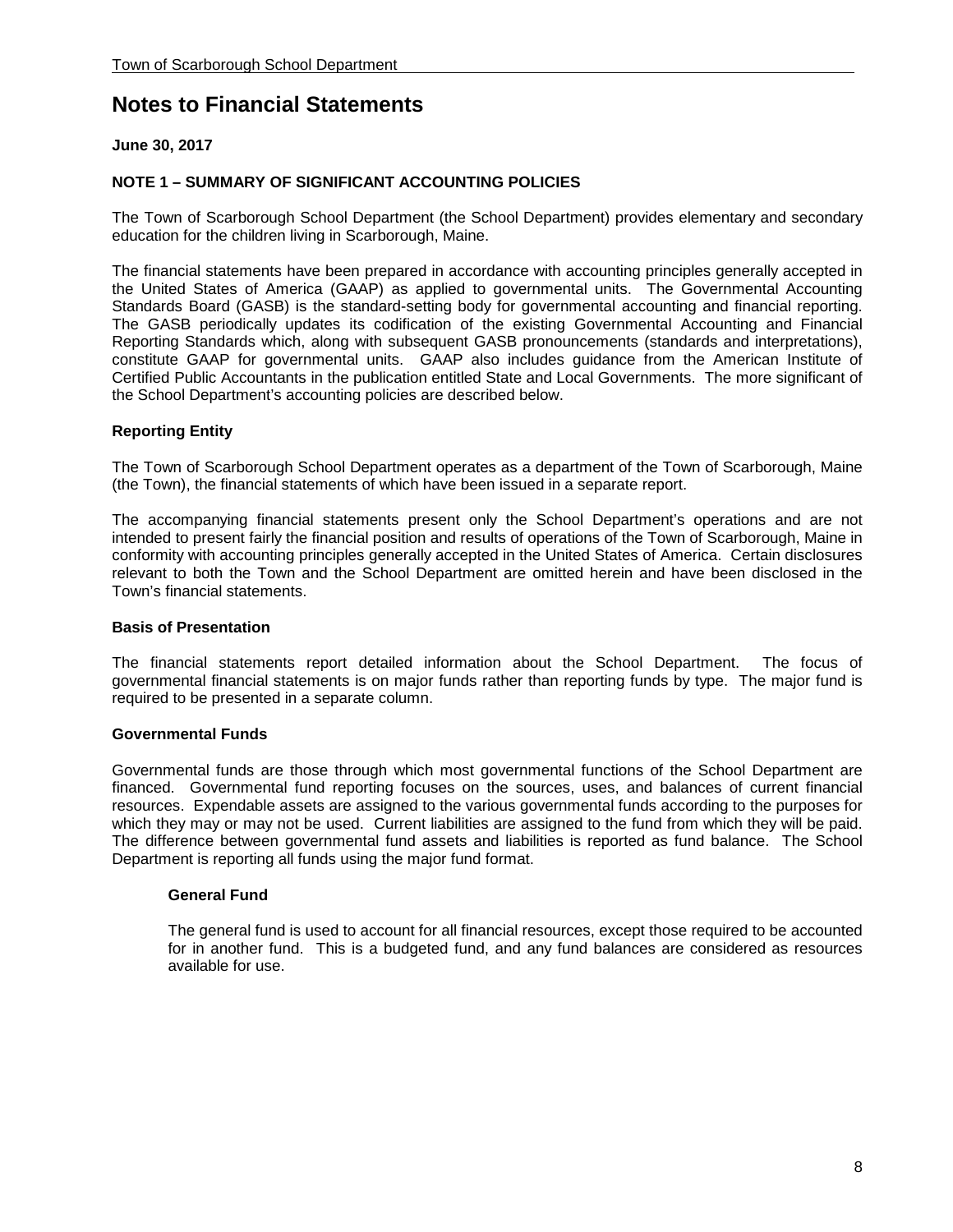# Notes to Financial Statements

**June 30, 2017**

**NOTE 1 – SUMMARY OF SIGNIFICANT ACCOUNTING POLICIES**

The Town of Scarborough School Department (the School Department) provides elementary and secondary education for the children living in Scarborough, Maine.

The financial statements have been prepared in accordance with accounting principles generally accepted in the United States of America (GAAP) as applied to governmental units. The Governmental Accounting Standards Board (GASB) is the standard-setting body for governmental accounting and financial reporting. The GASB periodically updates its codification of the existing Governmental Accounting and Financial Reporting Standards which, along with subsequent GASB pronouncements (standards and interpretations), constitute GAAP for governmental units. GAAP also includes guidance from the American Institute of Certified Public Accountants in the publication entitled State and Local Governments. The more significant of the School Department's accounting policies are described below.

**Reporting Entity**

The Town of Scarborough School Department operates as a department of the Town of Scarborough, Maine (the Town), the financial statements of which have been issued in a separate report.

The accompanying financial statements present only the School Department's operations and are not intended to present fairly the financial position and results of operations of the Town of Scarborough, Maine in conformity with accounting principles generally accepted in the United States of America. Certain disclosures relevant to both the Town and the School Department are omitted herein and have been disclosed in the Town's financial statements.

**Basis of Presentation**

The financial statements report detailed information about the School Department. The focus of governmental financial statements is on major funds rather than reporting funds by type. The major fund is required to be presented in a separate column.

**Governmental Funds**

Governmental funds are those through which most governmental functions of the School Department are financed. Governmental fund reporting focuses on the sources, uses, and balances of current financial resources. Expendable assets are assigned to the various governmental funds according to the purposes for which they may or may not be used. Current liabilities are assigned to the fund from which they will be paid. The difference between governmental fund assets and liabilities is reported as fund balance. The School Department is reporting all funds using the major fund format.

**General Fund**

The general fund is used to account for all financial resources, except those required to be accounted for in another fund. This is a budgeted fund, and any fund balances are considered as resources available for use.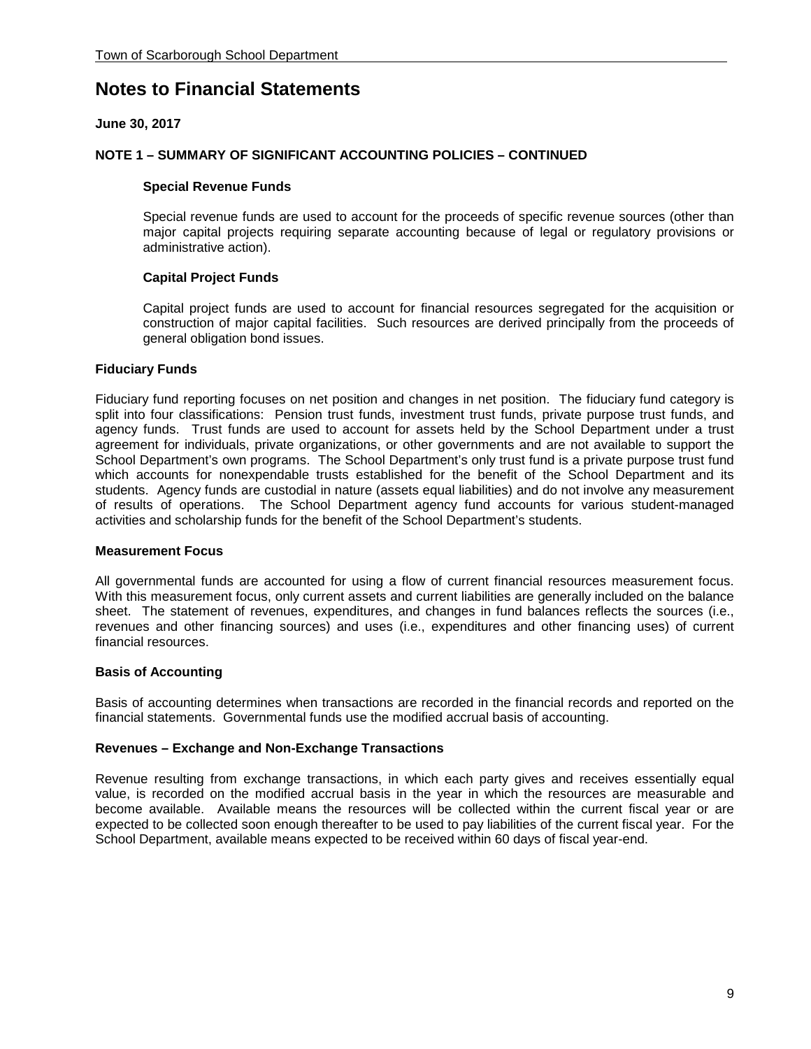# Notes to Financial Statements

**June 30, 2017**

**NOTE 1 – SUMMARY OF SIGNIFICANT ACCOUNTING POLICIES – CONTINUED**

**Special Revenue Funds**

Special revenue funds are used to account for the proceeds of specific revenue sources (other than major capital projects requiring separate accounting because of legal or regulatory provisions or administrative action).

**Capital Project Funds**

Capital project funds are used to account for financial resources segregated for the acquisition or construction of major capital facilities. Such resources are derived principally from the proceeds of general obligation bond issues.

**Fiduciary Funds**

Fiduciary fund reporting focuses on net position and changes in net position. The fiduciary fund category is split into four classifications: Pension trust funds, investment trust funds, private purpose trust funds, and agency funds. Trust funds are used to account for assets held by the School Department under a trust agreement for individuals, private organizations, or other governments and are not available to support the School Department's own programs. The School Department's only trust fund is a private purpose trust fund which accounts for nonexpendable trusts established for the benefit of the School Department and its students. Agency funds are custodial in nature (assets equal liabilities) and do not involve any measurement of results of operations. The School Department agency fund accounts for various student-managed activities and scholarship funds for the benefit of the School Department's students.

**Measurement Focus**

All governmental funds are accounted for using a flow of current financial resources measurement focus. With this measurement focus, only current assets and current liabilities are generally included on the balance sheet. The statement of revenues, expenditures, and changes in fund balances reflects the sources (i.e., revenues and other financing sources) and uses (i.e., expenditures and other financing uses) of current financial resources.

**Basis of Accounting**

Basis of accounting determines when transactions are recorded in the financial records and reported on the financial statements. Governmental funds use the modified accrual basis of accounting.

**Revenues – Exchange and Non-Exchange Transactions**

Revenue resulting from exchange transactions, in which each party gives and receives essentially equal value, is recorded on the modified accrual basis in the year in which the resources are measurable and become available. Available means the resources will be collected within the current fiscal year or are expected to be collected soon enough thereafter to be used to pay liabilities of the current fiscal year. For the School Department, available means expected to be received within 60 days of fiscal year-end.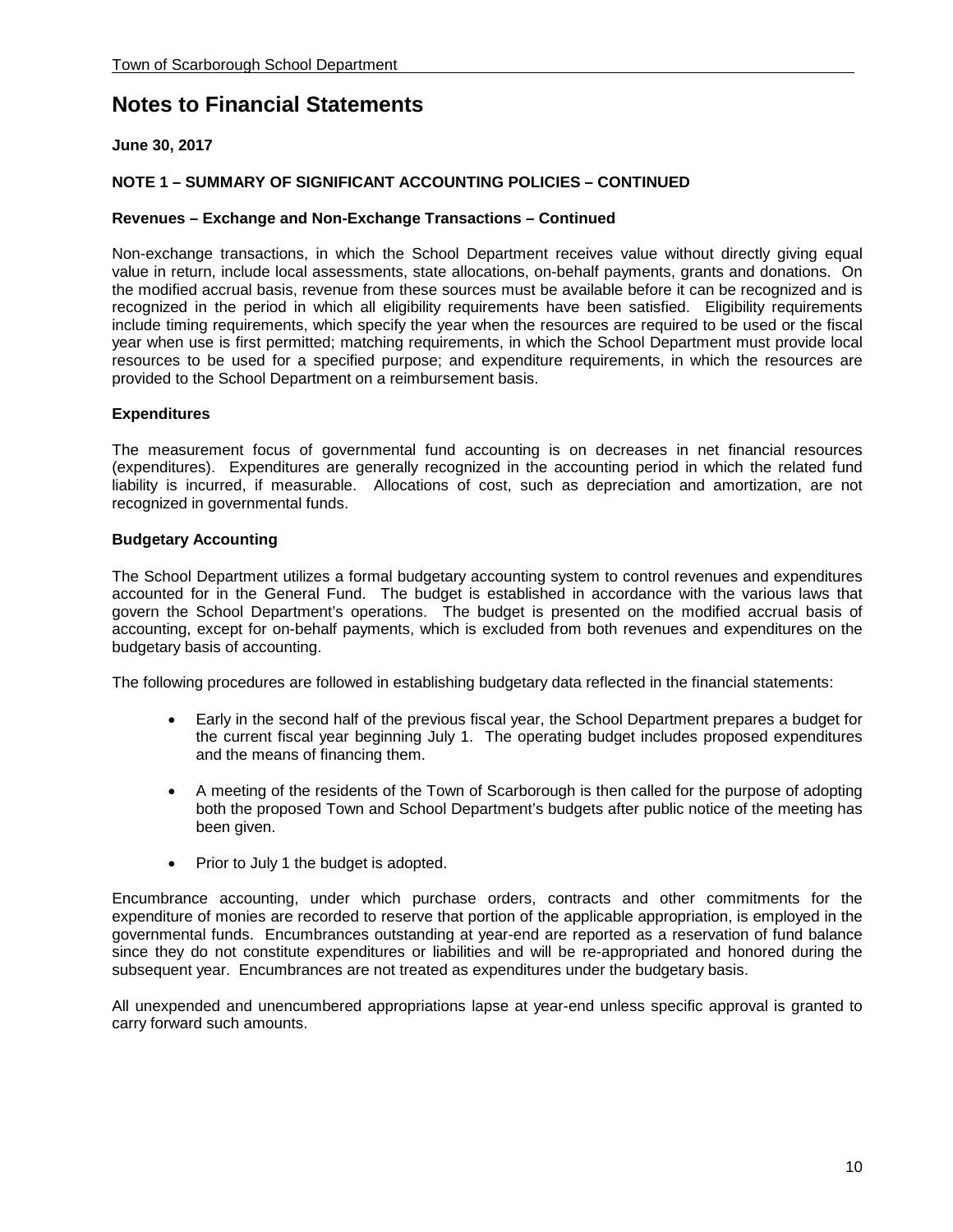# Notes to Financial Statements

**June 30, 2017**

**NOTE 1 – SUMMARY OF SIGNIFICANT ACCOUNTING POLICIES – CONTINUED**

**Revenues – Exchange and Non-Exchange Transactions – Continued**

Non-exchange transactions, in which the School Department receives value without directly giving equal value in return, include local assessments, state allocations, on-behalf payments, grants and donations. On the modified accrual basis, revenue from these sources must be available before it can be recognized and is recognized in the period in which all eligibility requirements have been satisfied. Eligibility requirements include timing requirements, which specify the year when the resources are required to be used or the fiscal year when use is first permitted; matching requirements, in which the School Department must provide local resources to be used for a specified purpose; and expenditure requirements, in which the resources are provided to the School Department on a reimbursement basis.

**Expenditures**

The measurement focus of governmental fund accounting is on decreases in net financial resources (expenditures). Expenditures are generally recognized in the accounting period in which the related fund liability is incurred, if measurable. Allocations of cost, such as depreciation and amortization, are not recognized in governmental funds.

**Budgetary Accounting**

The School Department utilizes a formal budgetary accounting system to control revenues and expenditures accounted for in the General Fund. The budget is established in accordance with the various laws that govern the School Department's operations. The budget is presented on the modified accrual basis of accounting, except for on-behalf payments, which is excluded from both revenues and expenditures on the budgetary basis of accounting.

The following procedures are followed in establishing budgetary data reflected in the financial statements:

- Early in the second half of the previous fiscal year, the School Department prepares a budget for the current fiscal year beginning July 1. The operating budget includes proposed expenditures and the means of financing them.
- A meeting of the residents of the Town of Scarborough is then called for the purpose of adopting both the proposed Town and School Department's budgets after public notice of the meeting has been given.
- Prior to July 1 the budget is adopted.

Encumbrance accounting, under which purchase orders, contracts and other commitments for the expenditure of monies are recorded to reserve that portion of the applicable appropriation, is employed in the governmental funds. Encumbrances outstanding at year-end are reported as a reservation of fund balance since they do not constitute expenditures or liabilities and will be re-appropriated and honored during the subsequent year. Encumbrances are not treated as expenditures under the budgetary basis.

All unexpended and unencumbered appropriations lapse at year-end unless specific approval is granted to carry forward such amounts.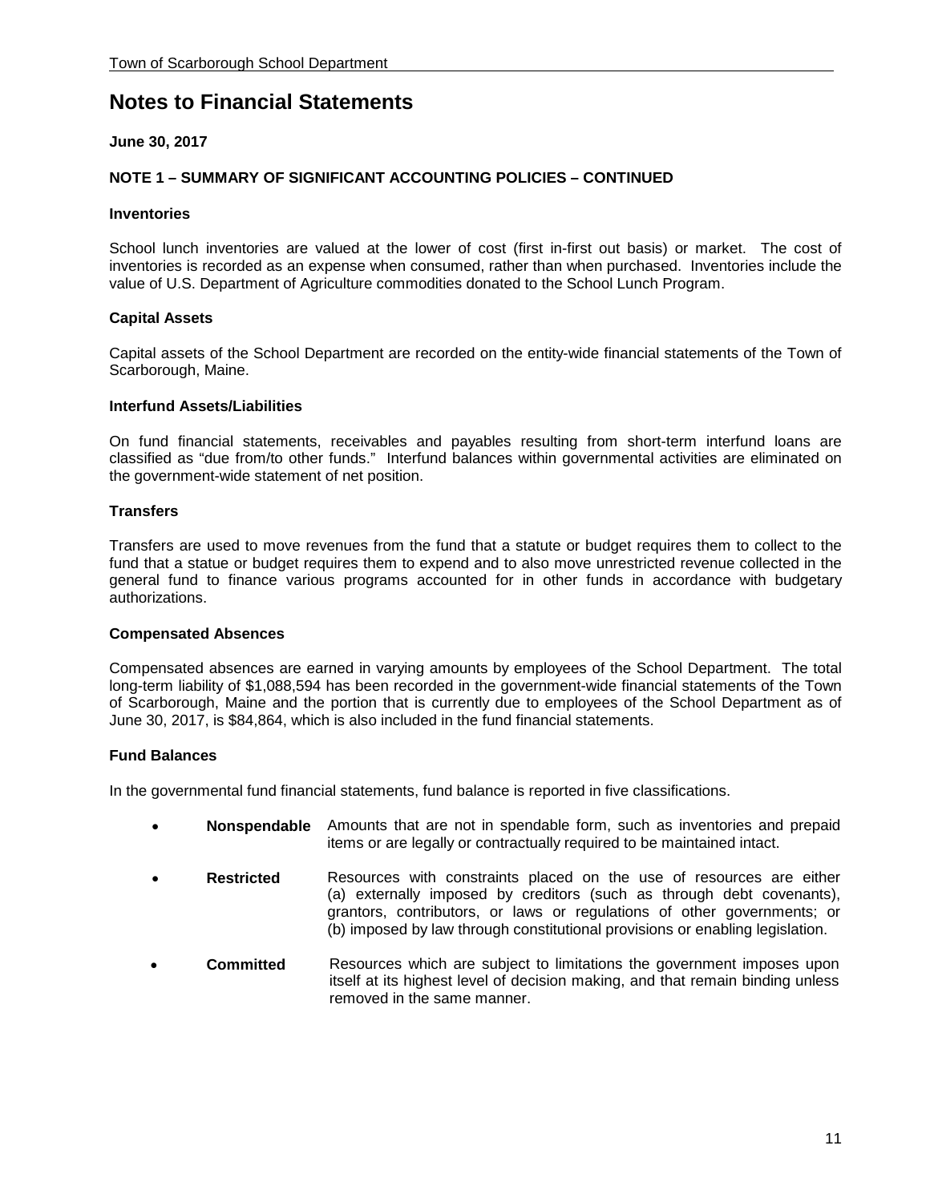# Notes to Financial Statements

**June 30, 2017**

**NOTE 1 – SUMMARY OF SIGNIFICANT ACCOUNTING POLICIES – CONTINUED**

**Inventories**

School lunch inventories are valued at the lower of cost (first in-first out basis) or market. The cost of inventories is recorded as an expense when consumed, rather than when purchased. Inventories include the value of U.S. Department of Agriculture commodities donated to the School Lunch Program.

**Capital Assets**

Capital assets of the School Department are recorded on the entity-wide financial statements of the Town of Scarborough, Maine.

**Interfund Assets/Liabilities**

On fund financial statements, receivables and payables resulting from short-term interfund loans are classified as "due from/to other funds." Interfund balances within governmental activities are eliminated on the government-wide statement of net position.

**Transfers**

Transfers are used to move revenues from the fund that a statute or budget requires them to collect to the fund that a statue or budget requires them to expend and to also move unrestricted revenue collected in the general fund to finance various programs accounted for in other funds in accordance with budgetary authorizations.

**Compensated Absences**

Compensated absences are earned in varying amounts by employees of the School Department. The total long-term liability of $1,088,594 has been recorded in the government-wide financial statements of the Town of Scarborough, Maine and the portion that is currently due to employees of the School Department as of June 30, 2017, is $84,864, which is also included in the fund financial statements.

**Fund Balances**

In the governmental fund financial statements, fund balance is reported in five classifications.

- **Nonspendable** Amounts that are not in spendable form, such as inventories and prepaid items or are legally or contractually required to be maintained intact.
- **Restricted** Resources with constraints placed on the use of resources are either (a) externally imposed by creditors (such as through debt covenants), grantors, contributors, or laws or regulations of other governments; or (b) imposed by law through constitutional provisions or enabling legislation.
- **Committed** Resources which are subject to limitations the government imposes upon itself at its highest level of decision making, and that remain binding unless removed in the same manner.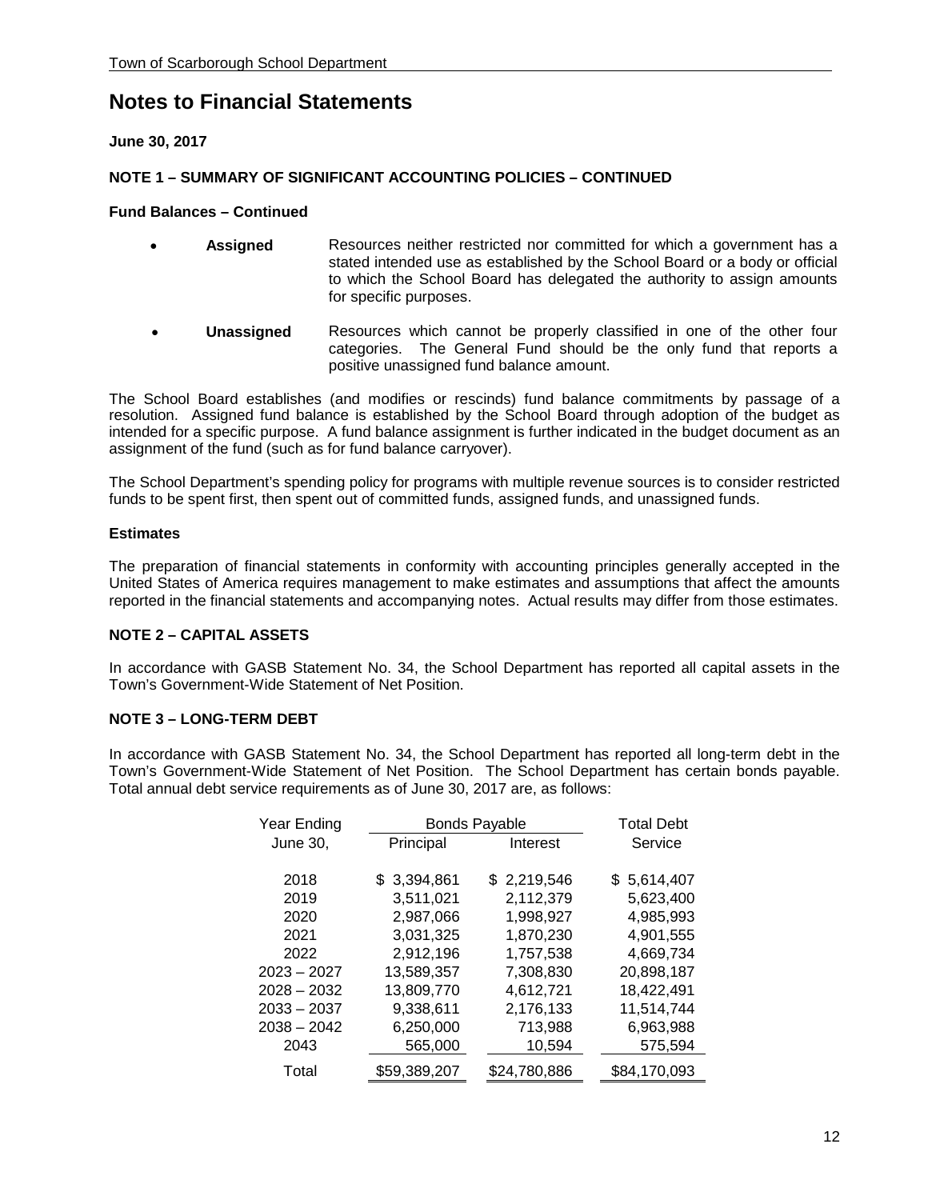# Notes to Financial Statements

**June 30, 2017**

**NOTE 1 – SUMMARY OF SIGNIFICANT ACCOUNTING POLICIES – CONTINUED**

**Fund Balances – Continued**

- **Assigned** Resources neither restricted nor committed for which a government has a stated intended use as established by the School Board or a body or official to which the School Board has delegated the authority to assign amounts for specific purposes.

- **Unassigned** Resources which cannot be properly classified in one of the other four categories. The General Fund should be the only fund that reports a positive unassigned fund balance amount.

The School Board establishes (and modifies or rescinds) fund balance commitments by passage of a resolution. Assigned fund balance is established by the School Board through adoption of the budget as intended for a specific purpose. A fund balance assignment is further indicated in the budget document as an assignment of the fund (such as for fund balance carryover).

The School Department's spending policy for programs with multiple revenue sources is to consider restricted funds to be spent first, then spent out of committed funds, assigned funds, and unassigned funds.

**Estimates**

The preparation of financial statements in conformity with accounting principles generally accepted in the United States of America requires management to make estimates and assumptions that affect the amounts reported in the financial statements and accompanying notes. Actual results may differ from those estimates.

**NOTE 2 – CAPITAL ASSETS**

In accordance with GASB Statement No. 34, the School Department has reported all capital assets in the Town's Government-Wide Statement of Net Position.

**NOTE 3 – LONG-TERM DEBT**

In accordance with GASB Statement No. 34, the School Department has reported all long-term debt in the Town's Government-Wide Statement of Net Position. The School Department has certain bonds payable. Total annual debt service requirements as of June 30, 2017 are, as follows:

| Year Ending | Bonds Payable | | Total Debt |
|---|---|---|---|
| June 30, | Principal | Interest | Service |
| 2018 | $ 3,394,861 | $ 2,219,546 | $ 5,614,407 |
| 2019 | 3,511,021 | 2,112,379 | 5,623,400 |
| 2020 | 2,987,066 | 1,998,927 | 4,985,993 |
| 2021 | 3,031,325 | 1,870,230 | 4,901,555 |
| 2022 | 2,912,196 | 1,757,538 | 4,669,734 |
| 2023 – 2027 | 13,589,357 | 7,308,830 | 20,898,187 |
| 2028 – 2032 | 13,809,770 | 4,612,721 | 18,422,491 |
| 2033 – 2037 | 9,338,611 | 2,176,133 | 11,514,744 |
| 2038 – 2042 | 6,250,000 | 713,988 | 6,963,988 |
| 2043 | 565,000 | 10,594 | 575,594 |
| Total | $59,389,207 | $24,780,886 | $84,170,093 |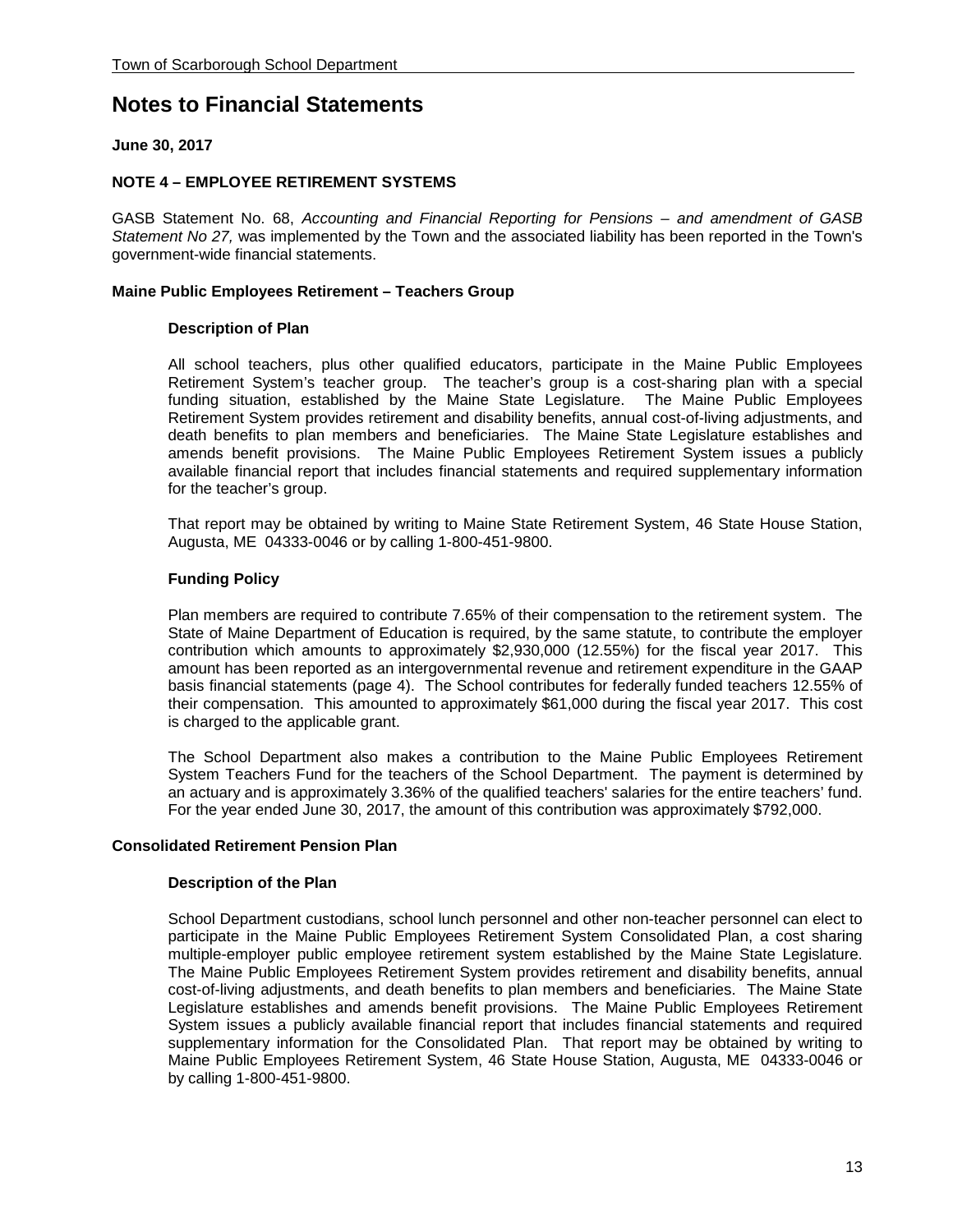# Notes to Financial Statements

**June 30, 2017**

**NOTE 4 – EMPLOYEE RETIREMENT SYSTEMS**

GASB Statement No. 68, *Accounting and Financial Reporting for Pensions – and amendment of GASB Statement No 27,* was implemented by the Town and the associated liability has been reported in the Town's government-wide financial statements.

**Maine Public Employees Retirement – Teachers Group**

**Description of Plan**

All school teachers, plus other qualified educators, participate in the Maine Public Employees Retirement System's teacher group. The teacher's group is a cost-sharing plan with a special funding situation, established by the Maine State Legislature. The Maine Public Employees Retirement System provides retirement and disability benefits, annual cost-of-living adjustments, and death benefits to plan members and beneficiaries. The Maine State Legislature establishes and amends benefit provisions. The Maine Public Employees Retirement System issues a publicly available financial report that includes financial statements and required supplementary information for the teacher's group.

That report may be obtained by writing to Maine State Retirement System, 46 State House Station, Augusta, ME 04333-0046 or by calling 1-800-451-9800.

**Funding Policy**

Plan members are required to contribute 7.65% of their compensation to the retirement system. The State of Maine Department of Education is required, by the same statute, to contribute the employer contribution which amounts to approximately $2,930,000 (12.55%) for the fiscal year 2017. This amount has been reported as an intergovernmental revenue and retirement expenditure in the GAAP basis financial statements (page 4). The School contributes for federally funded teachers 12.55% of their compensation. This amounted to approximately $61,000 during the fiscal year 2017. This cost is charged to the applicable grant.

The School Department also makes a contribution to the Maine Public Employees Retirement System Teachers Fund for the teachers of the School Department. The payment is determined by an actuary and is approximately 3.36% of the qualified teachers' salaries for the entire teachers' fund. For the year ended June 30, 2017, the amount of this contribution was approximately $792,000.

**Consolidated Retirement Pension Plan**

**Description of the Plan**

School Department custodians, school lunch personnel and other non-teacher personnel can elect to participate in the Maine Public Employees Retirement System Consolidated Plan, a cost sharing multiple-employer public employee retirement system established by the Maine State Legislature. The Maine Public Employees Retirement System provides retirement and disability benefits, annual cost-of-living adjustments, and death benefits to plan members and beneficiaries. The Maine State Legislature establishes and amends benefit provisions. The Maine Public Employees Retirement System issues a publicly available financial report that includes financial statements and required supplementary information for the Consolidated Plan. That report may be obtained by writing to Maine Public Employees Retirement System, 46 State House Station, Augusta, ME 04333-0046 or by calling 1-800-451-9800.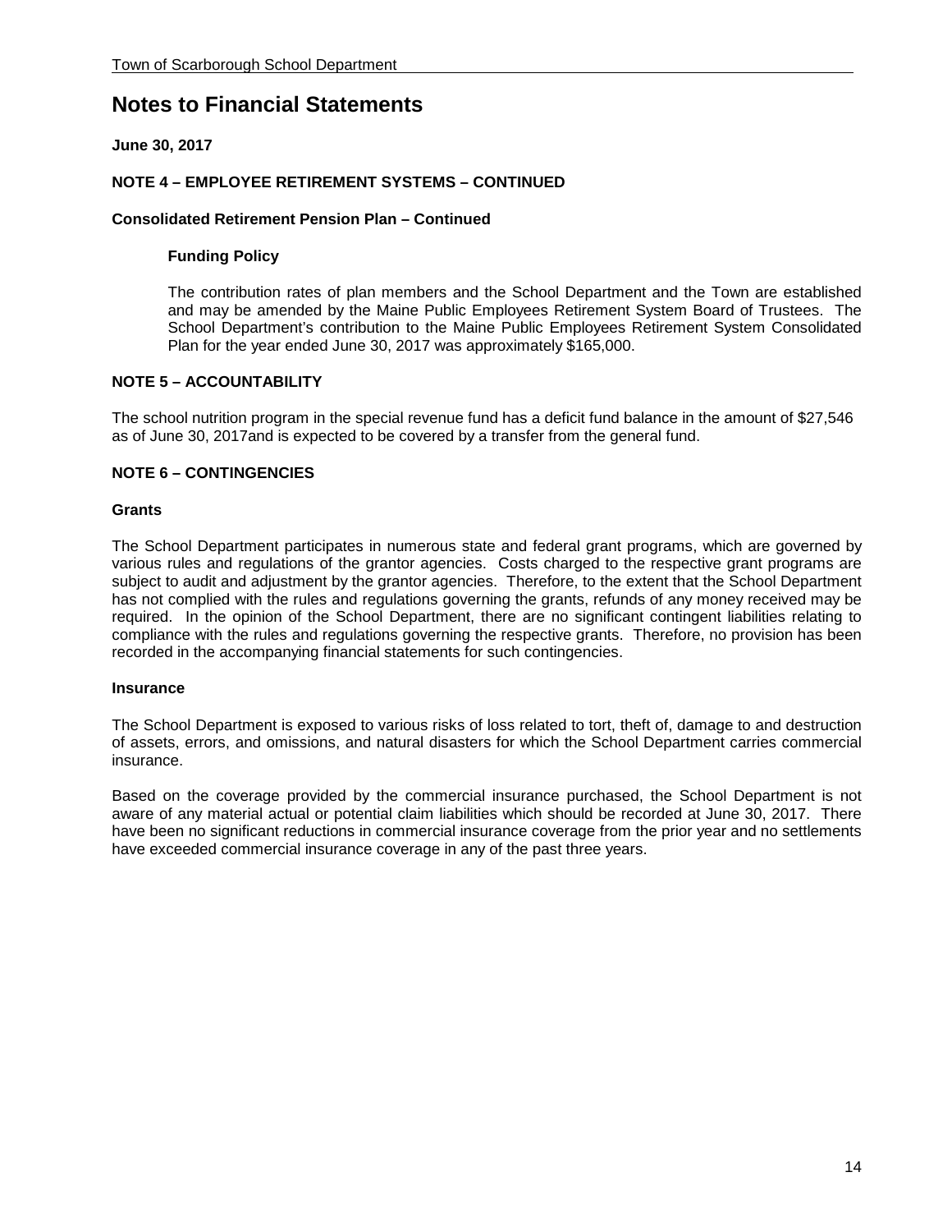# Notes to Financial Statements

**June 30, 2017**

**NOTE 4 – EMPLOYEE RETIREMENT SYSTEMS – CONTINUED**

**Consolidated Retirement Pension Plan – Continued**

**Funding Policy**

The contribution rates of plan members and the School Department and the Town are established and may be amended by the Maine Public Employees Retirement System Board of Trustees. The School Department's contribution to the Maine Public Employees Retirement System Consolidated Plan for the year ended June 30, 2017 was approximately $165,000.

**NOTE 5 – ACCOUNTABILITY**

The school nutrition program in the special revenue fund has a deficit fund balance in the amount of $27,546 as of June 30, 2017and is expected to be covered by a transfer from the general fund.

**NOTE 6 – CONTINGENCIES**

**Grants**

The School Department participates in numerous state and federal grant programs, which are governed by various rules and regulations of the grantor agencies. Costs charged to the respective grant programs are subject to audit and adjustment by the grantor agencies. Therefore, to the extent that the School Department has not complied with the rules and regulations governing the grants, refunds of any money received may be required. In the opinion of the School Department, there are no significant contingent liabilities relating to compliance with the rules and regulations governing the respective grants. Therefore, no provision has been recorded in the accompanying financial statements for such contingencies.

**Insurance**

The School Department is exposed to various risks of loss related to tort, theft of, damage to and destruction of assets, errors, and omissions, and natural disasters for which the School Department carries commercial insurance.

Based on the coverage provided by the commercial insurance purchased, the School Department is not aware of any material actual or potential claim liabilities which should be recorded at June 30, 2017. There have been no significant reductions in commercial insurance coverage from the prior year and no settlements have exceeded commercial insurance coverage in any of the past three years.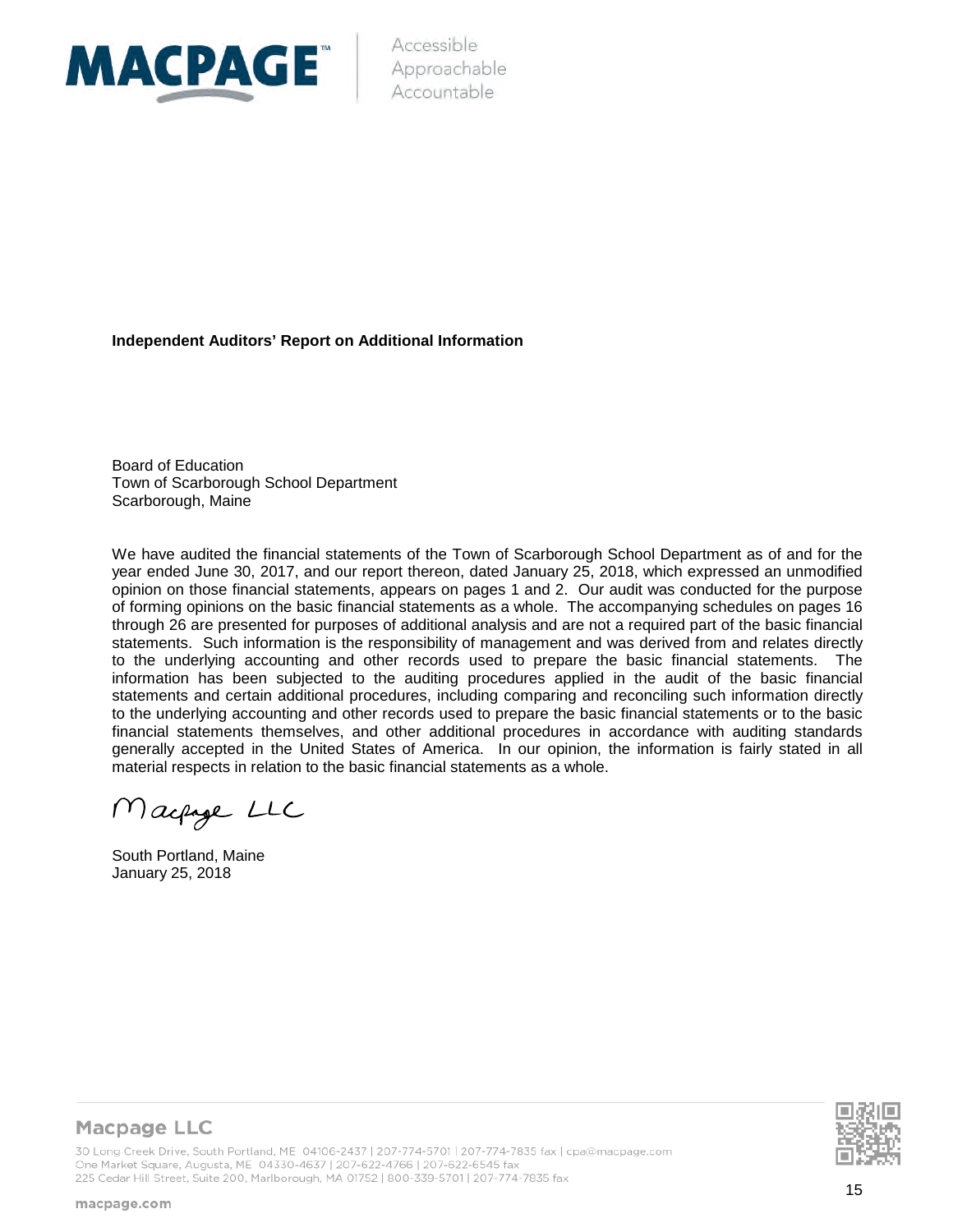MACPAGE™

Accessible
Approachable
Accountable

**Independent Auditors' Report on Additional Information**

Board of Education
Town of Scarborough School Department
Scarborough, Maine

We have audited the financial statements of the Town of Scarborough School Department as of and for the year ended June 30, 2017, and our report thereon, dated January 25, 2018, which expressed an unmodified opinion on those financial statements, appears on pages 1 and 2. Our audit was conducted for the purpose of forming opinions on the basic financial statements as a whole. The accompanying schedules on pages 16 through 26 are presented for purposes of additional analysis and are not a required part of the basic financial statements. Such information is the responsibility of management and was derived from and relates directly to the underlying accounting and other records used to prepare the basic financial statements. The information has been subjected to the auditing procedures applied in the audit of the basic financial statements and certain additional procedures, including comparing and reconciling such information directly to the underlying accounting and other records used to prepare the basic financial statements or to the basic financial statements themselves, and other additional procedures in accordance with auditing standards generally accepted in the United States of America. In our opinion, the information is fairly stated in all material respects in relation to the basic financial statements as a whole.

Macpage LLC

South Portland, Maine
January 25, 2018

**Macpage LLC**

30 Long Creek Drive, South Portland, ME 04106-2437 | 207-774-5701 | 207-774-7835 fax | cpa@macpage.com
One Market Square, Augusta, ME 04330-4637 | 207-622-4766 | 207-622-6545 fax
225 Cedar Hill Street, Suite 200, Marlborough, MA 01752 | 800-339-5701 | 207-774-7835 fax

macpage.com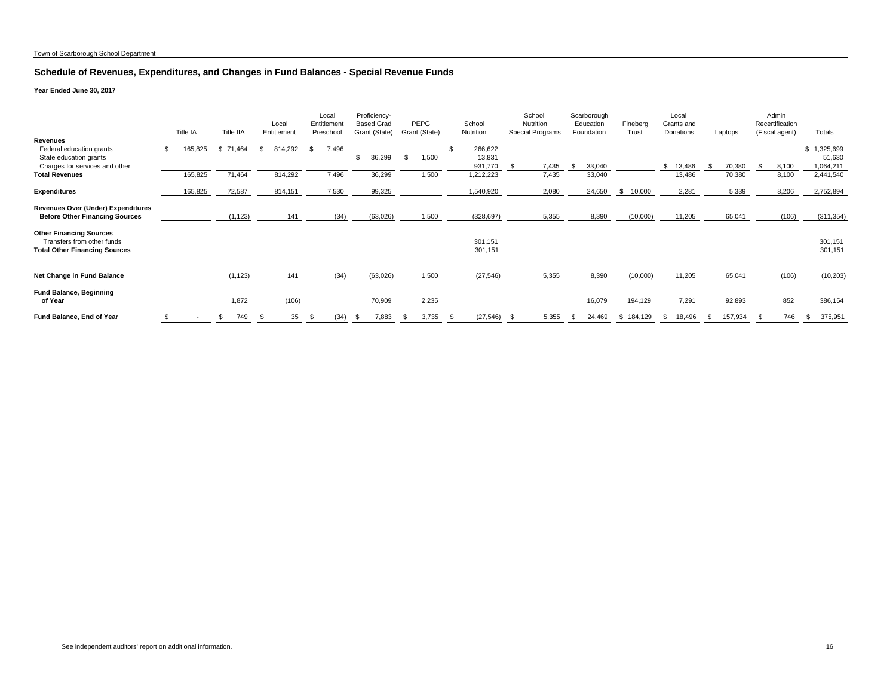Town of Scarborough School Department

## Schedule of Revenues, Expenditures, and Changes in Fund Balances - Special Revenue Funds

**Year Ended June 30, 2017**

| | Title IA | Title IIA | Local Entitlement | Local Entitlement Preschool | Proficiency-Based Grad Grant (State) | PEPG Grant (State) | School Nutrition | School Nutrition Special Programs | Scarborough Education Foundation | Fineberg Trust | Local Grants and Donations | Laptops | Admin Recertification (Fiscal agent) | Totals |
|---|---|---|---|---|---|---|---|---|---|---|---|---|---|---|
| **Revenues** | | | | | | | | | | | | | | |
| Federal education grants | $ 165,825 | $ 71,464 | $ 814,292 | $ 7,496 | | | $ 266,622 | | | | | | | $ 1,325,699 |
| State education grants | | | | | $ 36,299 | $ 1,500 | 13,831 | | | | | | | 51,630 |
| Charges for services and other | | | | | | | 931,770 | $ 7,435 | $ 33,040 | | $ 13,486 | $ 70,380 | $ 8,100 | 1,064,211 |
| **Total Revenues** | 165,825 | 71,464 | 814,292 | 7,496 | 36,299 | 1,500 | 1,212,223 | 7,435 | 33,040 | | 13,486 | 70,380 | 8,100 | 2,441,540 |
| **Expenditures** | 165,825 | 72,587 | 814,151 | 7,530 | 99,325 | | 1,540,920 | 2,080 | 24,650 | $ 10,000 | 2,281 | 5,339 | 8,206 | 2,752,894 |
| **Revenues Over (Under) Expenditures Before Other Financing Sources** | | (1,123) | 141 | (34) | (63,026) | 1,500 | (328,697) | 5,355 | 8,390 | (10,000) | 11,205 | 65,041 | (106) | (311,354) |
| **Other Financing Sources** | | | | | | | | | | | | | | |
| Transfers from other funds | | | | | | | 301,151 | | | | | | | 301,151 |
| **Total Other Financing Sources** | | | | | | | 301,151 | | | | | | | 301,151 |
| **Net Change in Fund Balance** | | (1,123) | 141 | (34) | (63,026) | 1,500 | (27,546) | 5,355 | 8,390 | (10,000) | 11,205 | 65,041 | (106) | (10,203) |
| **Fund Balance, Beginning of Year** | | 1,872 | (106) | | 70,909 | 2,235 | | | 16,079 | 194,129 | 7,291 | 92,893 | 852 | 386,154 |
| **Fund Balance, End of Year** | $ - | $ 749 | $ 35 | $ (34) | $ 7,883 | $ 3,735 | $ (27,546) | $ 5,355 | $ 24,469 | $ 184,129 | $ 18,496 | $ 157,934 | $ 746 | $ 375,951 |

See independent auditors' report on additional information.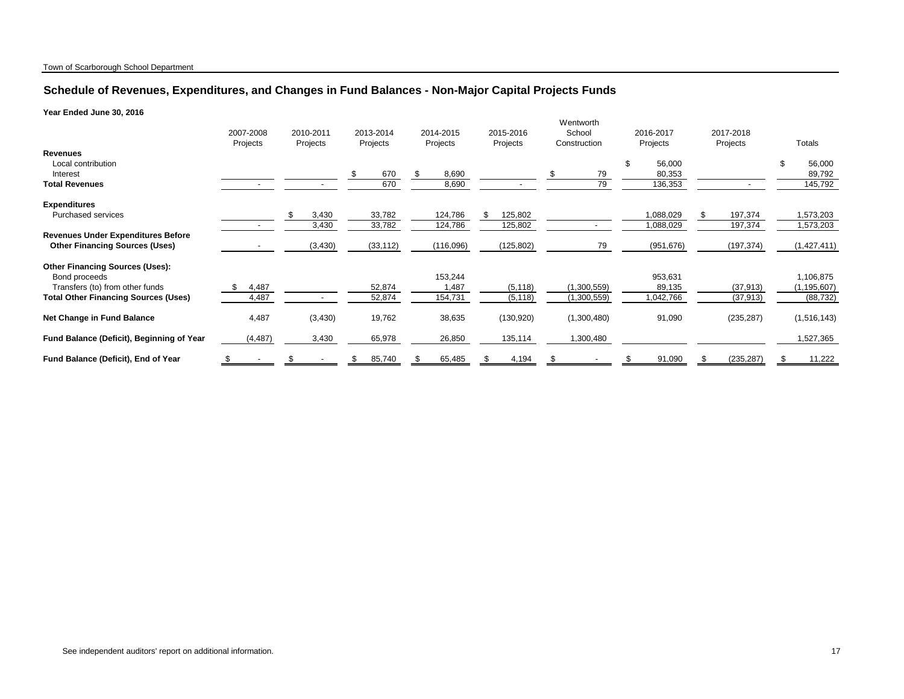Town of Scarborough School Department

## Schedule of Revenues, Expenditures, and Changes in Fund Balances - Non-Major Capital Projects Funds

**Year Ended June 30, 2016**

| | 2007-2008 Projects | 2010-2011 Projects | 2013-2014 Projects | 2014-2015 Projects | 2015-2016 Projects | Wentworth School Construction | 2016-2017 Projects | 2017-2018 Projects | Totals |
|---|---|---|---|---|---|---|---|---|---|
| **Revenues** | | | | | | | | | |
| Local contribution | | | | | | | $ 56,000 | | $ 56,000 |
| Interest | | | $ 670 | $ 8,690 | | $ 79 | 80,353 | | 89,792 |
| **Total Revenues** | - | - | 670 | 8,690 | - | 79 | 136,353 | - | 145,792 |
| **Expenditures** | | | | | | | | | |
| Purchased services | | $ 3,430 | 33,782 | 124,786 | $ 125,802 | | 1,088,029 | $ 197,374 | 1,573,203 |
| | - | 3,430 | 33,782 | 124,786 | 125,802 | - | 1,088,029 | 197,374 | 1,573,203 |
| **Revenues Under Expenditures Before Other Financing Sources (Uses)** | - | (3,430) | (33,112) | (116,096) | (125,802) | 79 | (951,676) | (197,374) | (1,427,411) |
| **Other Financing Sources (Uses):** | | | | | | | | | |
| Bond proceeds | | | | 153,244 | | | 953,631 | | 1,106,875 |
| Transfers (to) from other funds | $ 4,487 | | 52,874 | 1,487 | (5,118) | (1,300,559) | 89,135 | (37,913) | (1,195,607) |
| **Total Other Financing Sources (Uses)** | 4,487 | - | 52,874 | 154,731 | (5,118) | (1,300,559) | 1,042,766 | (37,913) | (88,732) |
| **Net Change in Fund Balance** | 4,487 | (3,430) | 19,762 | 38,635 | (130,920) | (1,300,480) | 91,090 | (235,287) | (1,516,143) |
| **Fund Balance (Deficit), Beginning of Year** | (4,487) | 3,430 | 65,978 | 26,850 | 135,114 | 1,300,480 | | | 1,527,365 |
| **Fund Balance (Deficit), End of Year** | $ - | $ - | $ 85,740 | $ 65,485 | $ 4,194 | $ - | $ 91,090 | $ (235,287) | $ 11,222 |

See independent auditors' report on additional information.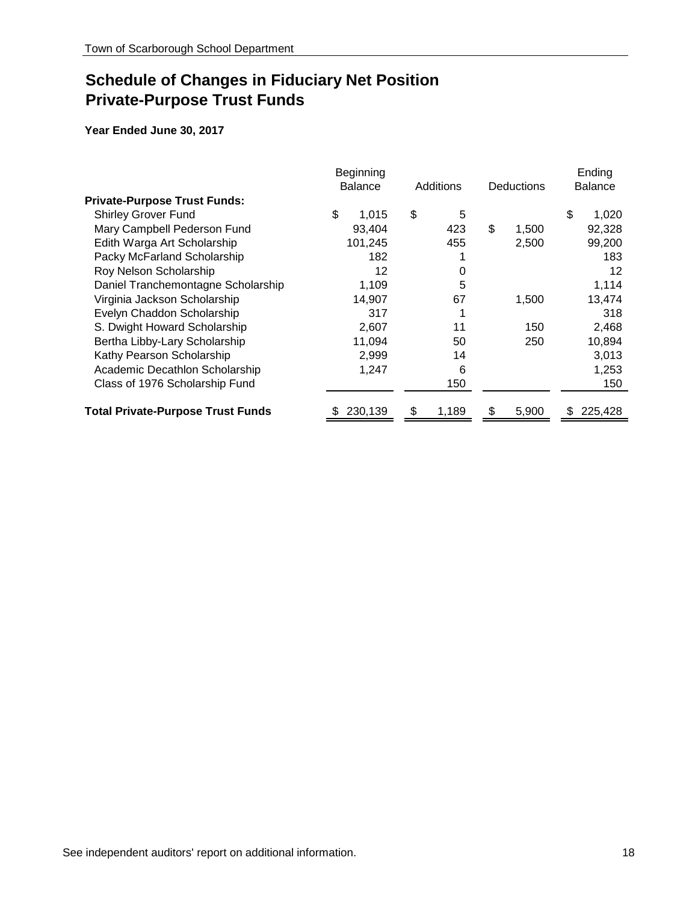# Schedule of Changes in Fiduciary Net Position
# Private-Purpose Trust Funds

**Year Ended June 30, 2017**

| | Beginning Balance | Additions | Deductions | Ending Balance |
|---|---|---|---|---|
| **Private-Purpose Trust Funds:** | | | | |
| Shirley Grover Fund | $ 1,015 | $ 5 | | $ 1,020 |
| Mary Campbell Pederson Fund | 93,404 | 423 | $ 1,500 | 92,328 |
| Edith Warga Art Scholarship | 101,245 | 455 | 2,500 | 99,200 |
| Packy McFarland Scholarship | 182 | 1 | | 183 |
| Roy Nelson Scholarship | 12 | 0 | | 12 |
| Daniel Tranchemontagne Scholarship | 1,109 | 5 | | 1,114 |
| Virginia Jackson Scholarship | 14,907 | 67 | 1,500 | 13,474 |
| Evelyn Chaddon Scholarship | 317 | 1 | | 318 |
| S. Dwight Howard Scholarship | 2,607 | 11 | 150 | 2,468 |
| Bertha Libby-Lary Scholarship | 11,094 | 50 | 250 | 10,894 |
| Kathy Pearson Scholarship | 2,999 | 14 | | 3,013 |
| Academic Decathlon Scholarship | 1,247 | 6 | | 1,253 |
| Class of 1976 Scholarship Fund | | 150 | | 150 |
| **Total Private-Purpose Trust Funds** | $ 230,139 | $ 1,189 | $ 5,900 | $ 225,428 |

See independent auditors' report on additional information.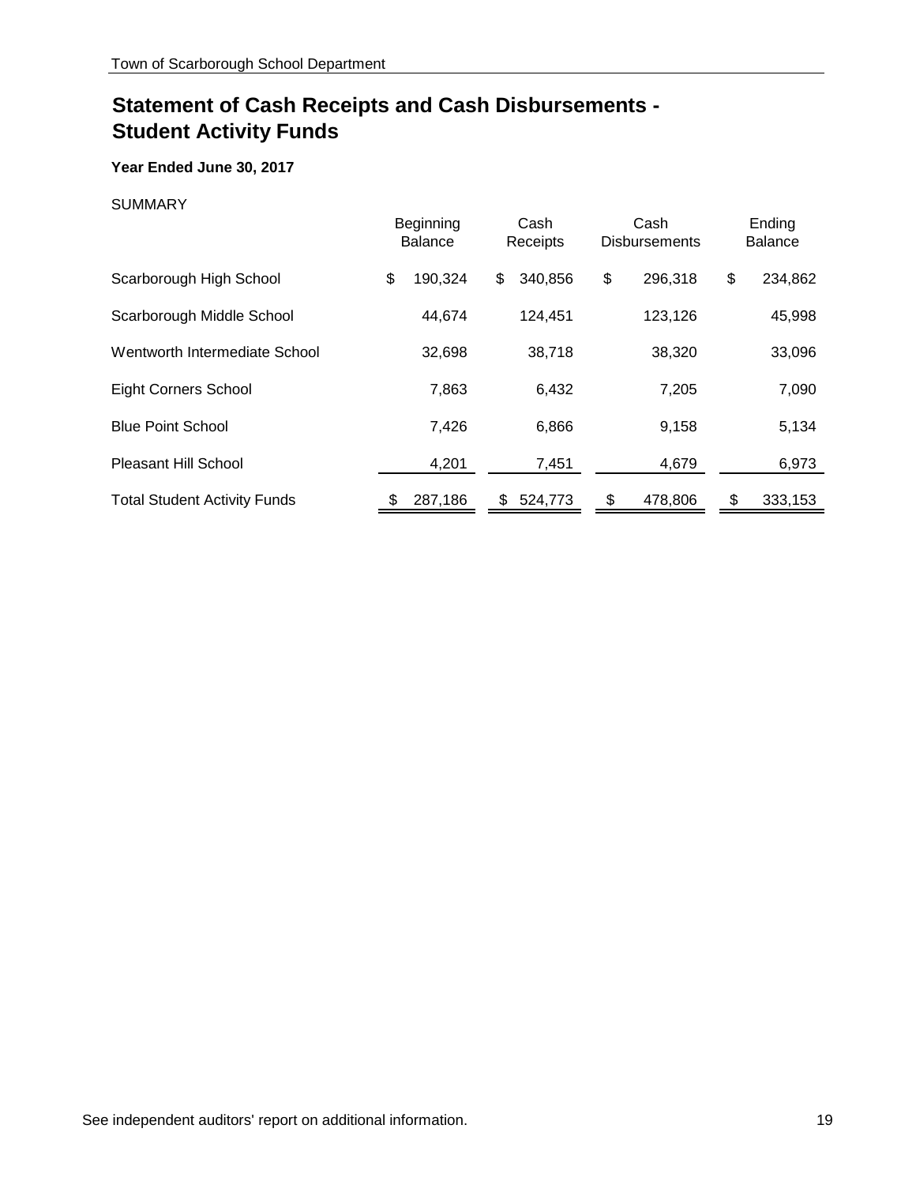# Statement of Cash Receipts and Cash Disbursements - Student Activity Funds

**Year Ended June 30, 2017**

SUMMARY

| | Beginning Balance | Cash Receipts | Cash Disbursements | Ending Balance |
|---|---|---|---|---|
| Scarborough High School | $ 190,324 | $ 340,856 | $ 296,318 | $ 234,862 |
| Scarborough Middle School | 44,674 | 124,451 | 123,126 | 45,998 |
| Wentworth Intermediate School | 32,698 | 38,718 | 38,320 | 33,096 |
| Eight Corners School | 7,863 | 6,432 | 7,205 | 7,090 |
| Blue Point School | 7,426 | 6,866 | 9,158 | 5,134 |
| Pleasant Hill School | 4,201 | 7,451 | 4,679 | 6,973 |
| Total Student Activity Funds | $ 287,186 | $ 524,773 | $ 478,806 | $ 333,153 |

See independent auditors' report on additional information.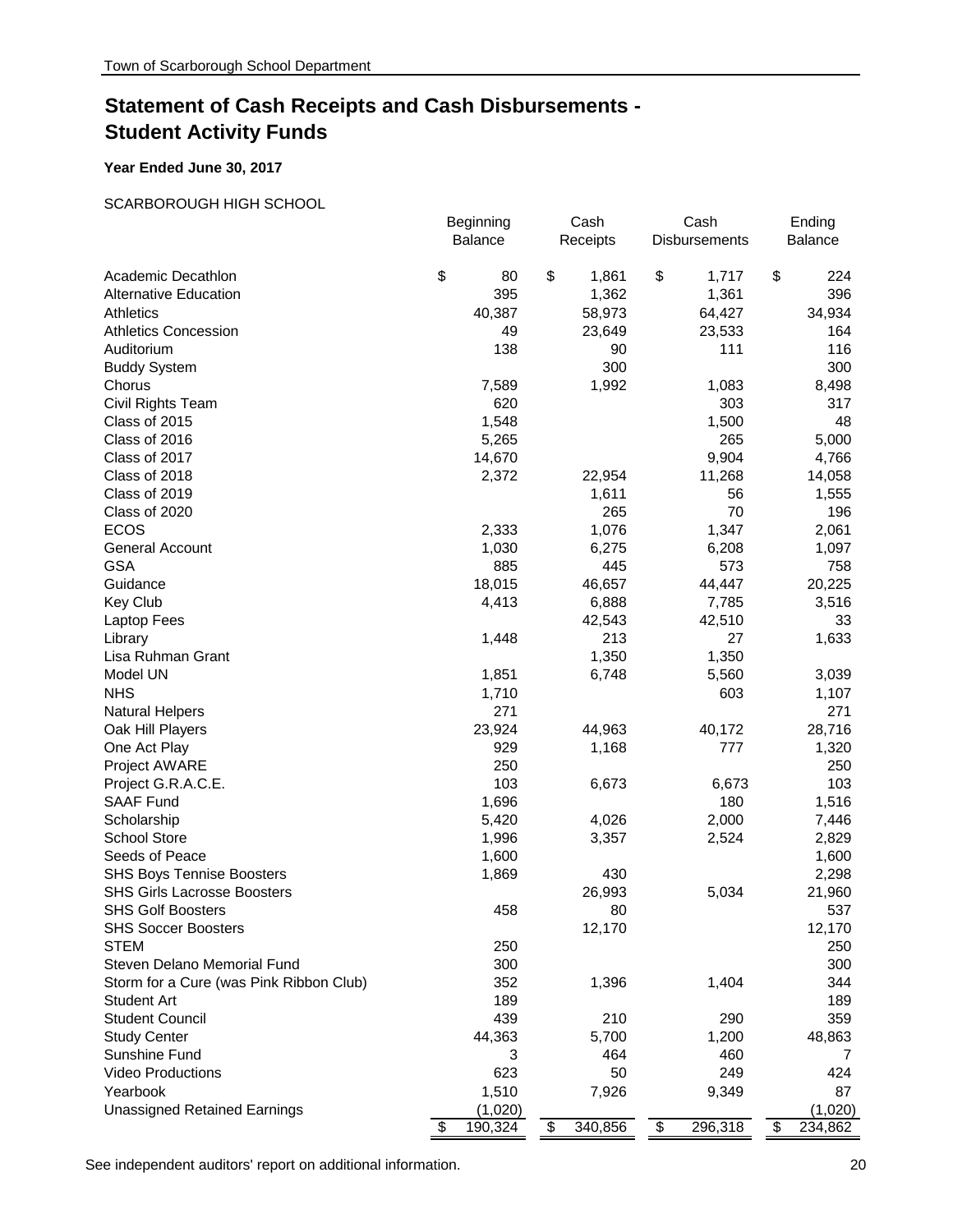# Statement of Cash Receipts and Cash Disbursements - Student Activity Funds

**Year Ended June 30, 2017**

SCARBOROUGH HIGH SCHOOL

| | Beginning Balance | Cash Receipts | Cash Disbursements | Ending Balance |
|---|---|---|---|---|
| Academic Decathlon | $ 80 | $ 1,861 | $ 1,717 | $ 224 |
| Alternative Education | 395 | 1,362 | 1,361 | 396 |
| Athletics | 40,387 | 58,973 | 64,427 | 34,934 |
| Athletics Concession | 49 | 23,649 | 23,533 | 164 |
| Auditorium | 138 | 90 | 111 | 116 |
| Buddy System | | 300 | | 300 |
| Chorus | 7,589 | 1,992 | 1,083 | 8,498 |
| Civil Rights Team | 620 | | 303 | 317 |
| Class of 2015 | 1,548 | | 1,500 | 48 |
| Class of 2016 | 5,265 | | 265 | 5,000 |
| Class of 2017 | 14,670 | | 9,904 | 4,766 |
| Class of 2018 | 2,372 | 22,954 | 11,268 | 14,058 |
| Class of 2019 | | 1,611 | 56 | 1,555 |
| Class of 2020 | | 265 | 70 | 196 |
| ECOS | 2,333 | 1,076 | 1,347 | 2,061 |
| General Account | 1,030 | 6,275 | 6,208 | 1,097 |
| GSA | 885 | 445 | 573 | 758 |
| Guidance | 18,015 | 46,657 | 44,447 | 20,225 |
| Key Club | 4,413 | 6,888 | 7,785 | 3,516 |
| Laptop Fees | | 42,543 | 42,510 | 33 |
| Library | 1,448 | 213 | 27 | 1,633 |
| Lisa Ruhman Grant | | 1,350 | 1,350 | |
| Model UN | 1,851 | 6,748 | 5,560 | 3,039 |
| NHS | 1,710 | | 603 | 1,107 |
| Natural Helpers | 271 | | | 271 |
| Oak Hill Players | 23,924 | 44,963 | 40,172 | 28,716 |
| One Act Play | 929 | 1,168 | 777 | 1,320 |
| Project AWARE | 250 | | | 250 |
| Project G.R.A.C.E. | 103 | 6,673 | 6,673 | 103 |
| SAAF Fund | 1,696 | | 180 | 1,516 |
| Scholarship | 5,420 | 4,026 | 2,000 | 7,446 |
| School Store | 1,996 | 3,357 | 2,524 | 2,829 |
| Seeds of Peace | 1,600 | | | 1,600 |
| SHS Boys Tennise Boosters | 1,869 | 430 | | 2,298 |
| SHS Girls Lacrosse Boosters | | 26,993 | 5,034 | 21,960 |
| SHS Golf Boosters | 458 | 80 | | 537 |
| SHS Soccer Boosters | | 12,170 | | 12,170 |
| STEM | 250 | | | 250 |
| Steven Delano Memorial Fund | 300 | | | 300 |
| Storm for a Cure (was Pink Ribbon Club) | 352 | 1,396 | 1,404 | 344 |
| Student Art | 189 | | | 189 |
| Student Council | 439 | 210 | 290 | 359 |
| Study Center | 44,363 | 5,700 | 1,200 | 48,863 |
| Sunshine Fund | 3 | 464 | 460 | 7 |
| Video Productions | 623 | 50 | 249 | 424 |
| Yearbook | 1,510 | 7,926 | 9,349 | 87 |
| Unassigned Retained Earnings | (1,020) | | | (1,020) |
| | $ 190,324 | $ 340,856 | $ 296,318 | $ 234,862 |

See independent auditors' report on additional information.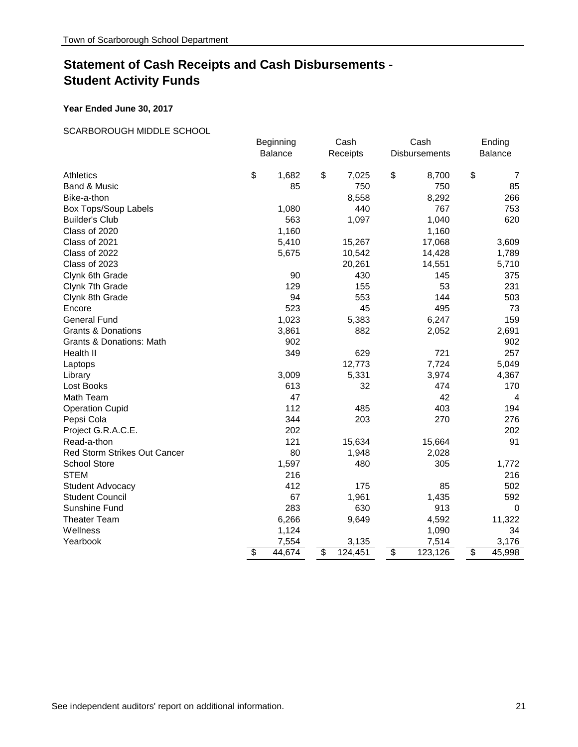# Statement of Cash Receipts and Cash Disbursements - Student Activity Funds

**Year Ended June 30, 2017**

SCARBOROUGH MIDDLE SCHOOL

| | Beginning Balance | Cash Receipts | Cash Disbursements | Ending Balance |
|---|---|---|---|---|
| Athletics | $ 1,682 | $ 7,025 | $ 8,700 | $ 7 |
| Band & Music | 85 | 750 | 750 | 85 |
| Bike-a-thon | | 8,558 | 8,292 | 266 |
| Box Tops/Soup Labels | 1,080 | 440 | 767 | 753 |
| Builder's Club | 563 | 1,097 | 1,040 | 620 |
| Class of 2020 | 1,160 | | 1,160 | |
| Class of 2021 | 5,410 | 15,267 | 17,068 | 3,609 |
| Class of 2022 | 5,675 | 10,542 | 14,428 | 1,789 |
| Class of 2023 | | 20,261 | 14,551 | 5,710 |
| Clynk 6th Grade | 90 | 430 | 145 | 375 |
| Clynk 7th Grade | 129 | 155 | 53 | 231 |
| Clynk 8th Grade | 94 | 553 | 144 | 503 |
| Encore | 523 | 45 | 495 | 73 |
| General Fund | 1,023 | 5,383 | 6,247 | 159 |
| Grants & Donations | 3,861 | 882 | 2,052 | 2,691 |
| Grants & Donations: Math | 902 | | | 902 |
| Health II | 349 | 629 | 721 | 257 |
| Laptops | | 12,773 | 7,724 | 5,049 |
| Library | 3,009 | 5,331 | 3,974 | 4,367 |
| Lost Books | 613 | 32 | 474 | 170 |
| Math Team | 47 | | 42 | 4 |
| Operation Cupid | 112 | 485 | 403 | 194 |
| Pepsi Cola | 344 | 203 | 270 | 276 |
| Project G.R.A.C.E. | 202 | | | 202 |
| Read-a-thon | 121 | 15,634 | 15,664 | 91 |
| Red Storm Strikes Out Cancer | 80 | 1,948 | 2,028 | |
| School Store | 1,597 | 480 | 305 | 1,772 |
| STEM | 216 | | | 216 |
| Student Advocacy | 412 | 175 | 85 | 502 |
| Student Council | 67 | 1,961 | 1,435 | 592 |
| Sunshine Fund | 283 | 630 | 913 | 0 |
| Theater Team | 6,266 | 9,649 | 4,592 | 11,322 |
| Wellness | 1,124 | | 1,090 | 34 |
| Yearbook | 7,554 | 3,135 | 7,514 | 3,176 |
| | $ 44,674 | $ 124,451 | $ 123,126 | $ 45,998 |

See independent auditors' report on additional information.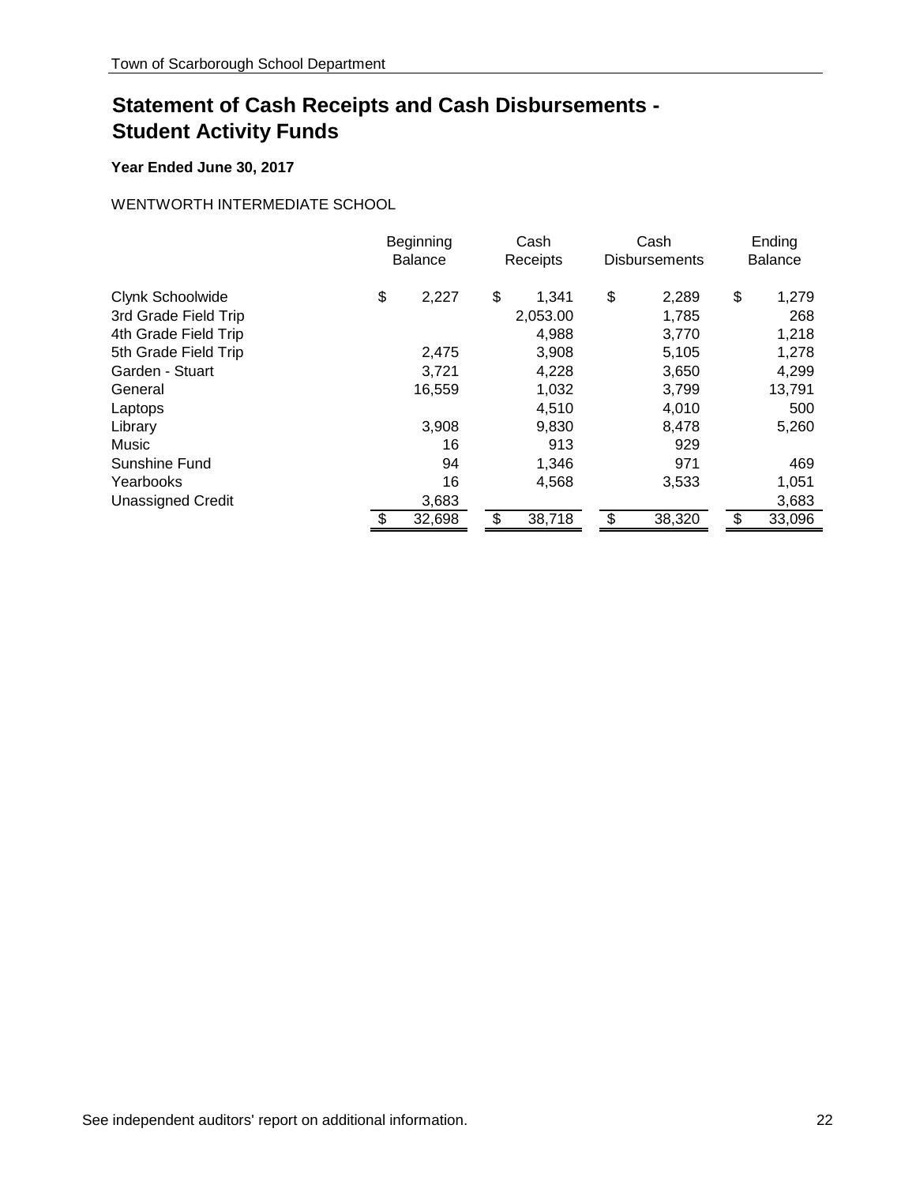# Statement of Cash Receipts and Cash Disbursements - Student Activity Funds

**Year Ended June 30, 2017**

WENTWORTH INTERMEDIATE SCHOOL

| | Beginning Balance | Cash Receipts | Cash Disbursements | Ending Balance |
|---|---|---|---|---|
| Clynk Schoolwide | $ 2,227 | $ 1,341 | $ 2,289 | $ 1,279 |
| 3rd Grade Field Trip | | 2,053.00 | 1,785 | 268 |
| 4th Grade Field Trip | | 4,988 | 3,770 | 1,218 |
| 5th Grade Field Trip | 2,475 | 3,908 | 5,105 | 1,278 |
| Garden - Stuart | 3,721 | 4,228 | 3,650 | 4,299 |
| General | 16,559 | 1,032 | 3,799 | 13,791 |
| Laptops | | 4,510 | 4,010 | 500 |
| Library | 3,908 | 9,830 | 8,478 | 5,260 |
| Music | 16 | 913 | 929 | |
| Sunshine Fund | 94 | 1,346 | 971 | 469 |
| Yearbooks | 16 | 4,568 | 3,533 | 1,051 |
| Unassigned Credit | 3,683 | | | 3,683 |
| | $ 32,698 | $ 38,718 | $ 38,320 | $ 33,096 |

See independent auditors' report on additional information.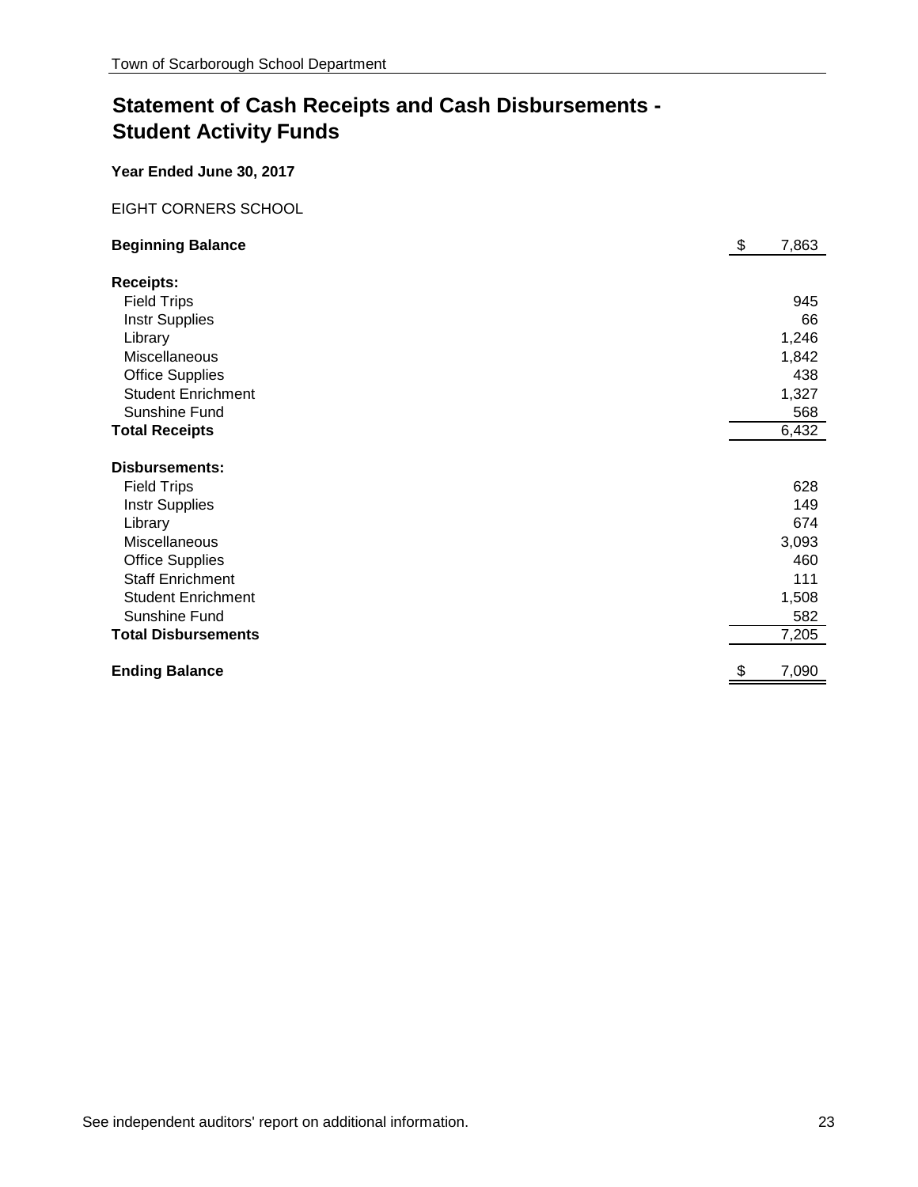# Statement of Cash Receipts and Cash Disbursements - Student Activity Funds

**Year Ended June 30, 2017**

EIGHT CORNERS SCHOOL

| | |
|---|---|
| **Beginning Balance** | $ 7,863 |
| **Receipts:** | |
| Field Trips | 945 |
| Instr Supplies | 66 |
| Library | 1,246 |
| Miscellaneous | 1,842 |
| Office Supplies | 438 |
| Student Enrichment | 1,327 |
| Sunshine Fund | 568 |
| **Total Receipts** | 6,432 |
| **Disbursements:** | |
| Field Trips | 628 |
| Instr Supplies | 149 |
| Library | 674 |
| Miscellaneous | 3,093 |
| Office Supplies | 460 |
| Staff Enrichment | 111 |
| Student Enrichment | 1,508 |
| Sunshine Fund | 582 |
| **Total Disbursements** | 7,205 |
| **Ending Balance** | $ 7,090 |

See independent auditors' report on additional information.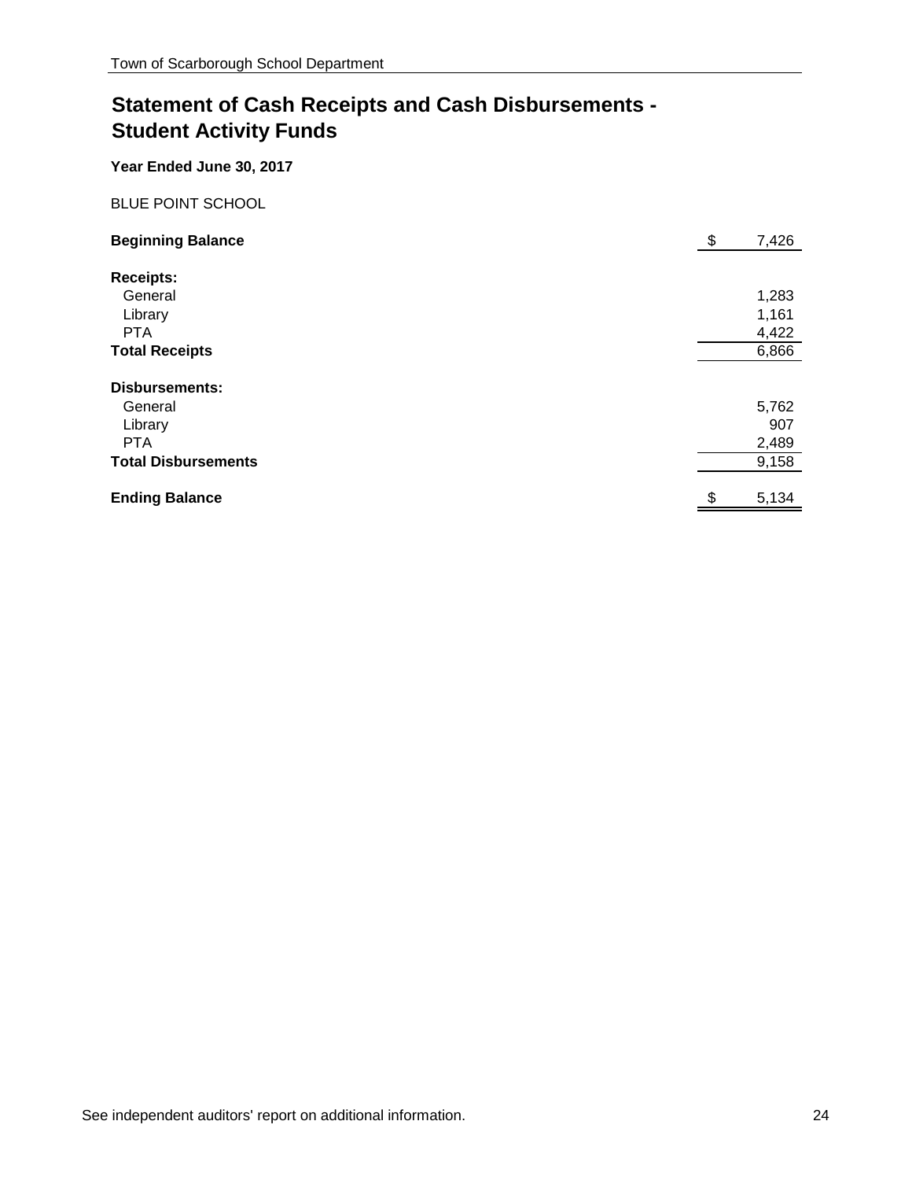## Statement of Cash Receipts and Cash Disbursements - Student Activity Funds

**Year Ended June 30, 2017**

BLUE POINT SCHOOL

| | | |
|---|---|---|
| **Beginning Balance** | $ | 7,426 |
| **Receipts:** | | |
| General | | 1,283 |
| Library | | 1,161 |
| PTA | | 4,422 |
| **Total Receipts** | | 6,866 |
| **Disbursements:** | | |
| General | | 5,762 |
| Library | | 907 |
| PTA | | 2,489 |
| **Total Disbursements** | | 9,158 |
| **Ending Balance** | $ | 5,134 |

See independent auditors' report on additional information.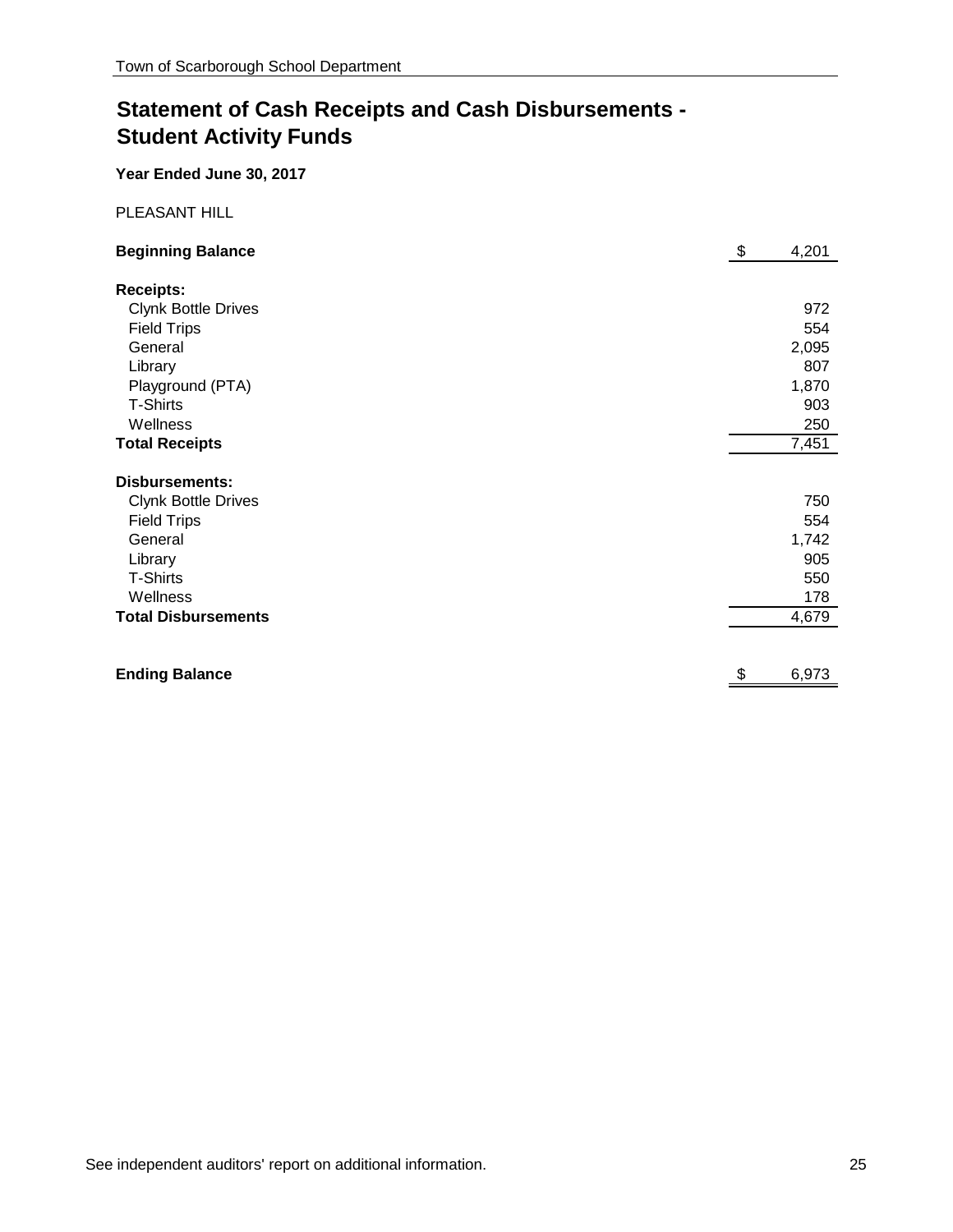## Statement of Cash Receipts and Cash Disbursements - Student Activity Funds

**Year Ended June 30, 2017**

PLEASANT HILL

| | |
|---|---|
| **Beginning Balance** | $ 4,201 |
| **Receipts:** | |
| Clynk Bottle Drives | 972 |
| Field Trips | 554 |
| General | 2,095 |
| Library | 807 |
| Playground (PTA) | 1,870 |
| T-Shirts | 903 |
| Wellness | 250 |
| **Total Receipts** | 7,451 |
| **Disbursements:** | |
| Clynk Bottle Drives | 750 |
| Field Trips | 554 |
| General | 1,742 |
| Library | 905 |
| T-Shirts | 550 |
| Wellness | 178 |
| **Total Disbursements** | 4,679 |
| **Ending Balance** | $ 6,973 |

See independent auditors' report on additional information.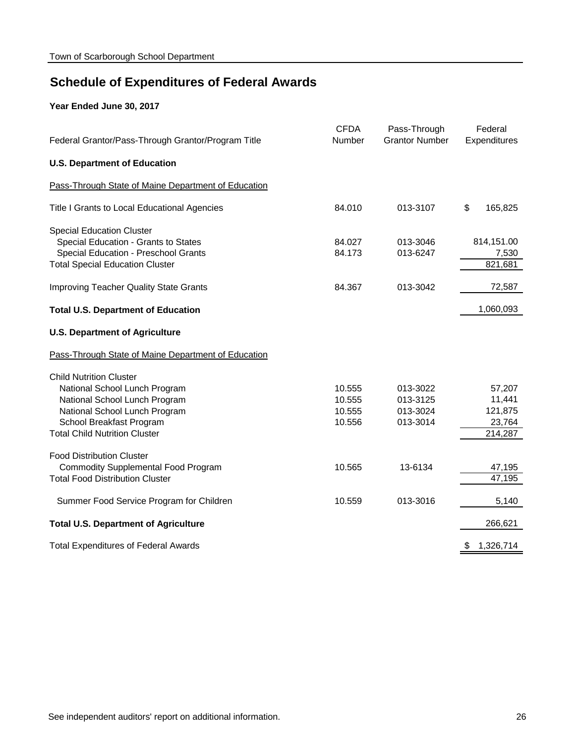Town of Scarborough School Department

# Schedule of Expenditures of Federal Awards

**Year Ended June 30, 2017**

| Federal Grantor/Pass-Through Grantor/Program Title | CFDA Number | Pass-Through Grantor Number | Federal Expenditures |
|---|---|---|---|
| **U.S. Department of Education** | | | |
| Pass-Through State of Maine Department of Education | | | |
| Title I Grants to Local Educational Agencies | 84.010 | 013-3107 | $ 165,825 |
| Special Education Cluster | | | |
| Special Education - Grants to States | 84.027 | 013-3046 | 814,151.00 |
| Special Education - Preschool Grants | 84.173 | 013-6247 | 7,530 |
| Total Special Education Cluster | | | 821,681 |
| Improving Teacher Quality State Grants | 84.367 | 013-3042 | 72,587 |
| **Total U.S. Department of Education** | | | 1,060,093 |
| **U.S. Department of Agriculture** | | | |
| Pass-Through State of Maine Department of Education | | | |
| Child Nutrition Cluster | | | |
| National School Lunch Program | 10.555 | 013-3022 | 57,207 |
| National School Lunch Program | 10.555 | 013-3125 | 11,441 |
| National School Lunch Program | 10.555 | 013-3024 | 121,875 |
| School Breakfast Program | 10.556 | 013-3014 | 23,764 |
| Total Child Nutrition Cluster | | | 214,287 |
| Food Distribution Cluster | | | |
| Commodity Supplemental Food Program | 10.565 | 13-6134 | 47,195 |
| Total Food Distribution Cluster | | | 47,195 |
| Summer Food Service Program for Children | 10.559 | 013-3016 | 5,140 |
| **Total U.S. Department of Agriculture** | | | 266,621 |
| Total Expenditures of Federal Awards | | | $ 1,326,714 |

See independent auditors' report on additional information.